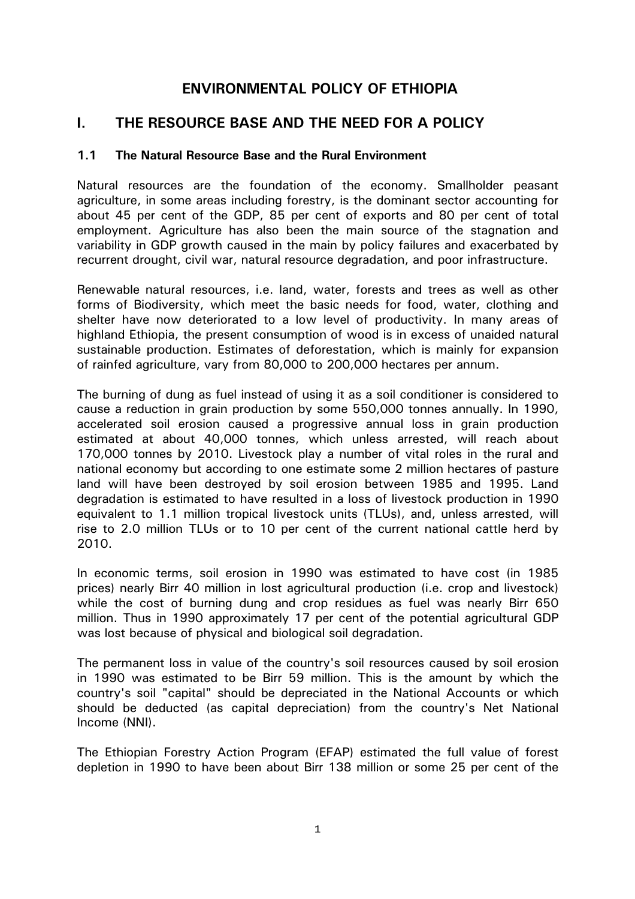# ENVIRONMENTAL POLICY OF ETHIOPIA

## I. THE RESOURCE BASE AND THE NEED FOR A POLICY

### 1.1 The Natural Resource Base and the Rural Environment

Natural resources are the foundation of the economy. Smallholder peasant agriculture, in some areas including forestry, is the dominant sector accounting for about 45 per cent of the GDP, 85 per cent of exports and 80 per cent of total employment. Agriculture has also been the main source of the stagnation and variability in GDP growth caused in the main by policy failures and exacerbated by recurrent drought, civil war, natural resource degradation, and poor infrastructure.

Renewable natural resources, i.e. land, water, forests and trees as well as other forms of Biodiversity, which meet the basic needs for food, water, clothing and shelter have now deteriorated to a low level of productivity. In many areas of highland Ethiopia, the present consumption of wood is in excess of unaided natural sustainable production. Estimates of deforestation, which is mainly for expansion of rainfed agriculture, vary from 80,000 to 200,000 hectares per annum.

The burning of dung as fuel instead of using it as a soil conditioner is considered to cause a reduction in grain production by some 550,000 tonnes annually. In 1990, accelerated soil erosion caused a progressive annual loss in grain production estimated at about 40,000 tonnes, which unless arrested, will reach about 170,000 tonnes by 2010. Livestock play a number of vital roles in the rural and national economy but according to one estimate some 2 million hectares of pasture land will have been destroyed by soil erosion between 1985 and 1995. Land degradation is estimated to have resulted in a loss of livestock production in 1990 equivalent to 1.1 million tropical livestock units (TLUs), and, unless arrested, will rise to 2.0 million TLUs or to 10 per cent of the current national cattle herd by 2010.

In economic terms, soil erosion in 1990 was estimated to have cost (in 1985 prices) nearly Birr 40 million in lost agricultural production (i.e. crop and livestock) while the cost of burning dung and crop residues as fuel was nearly Birr 650 million. Thus in 1990 approximately 17 per cent of the potential agricultural GDP was lost because of physical and biological soil degradation.

The permanent loss in value of the country's soil resources caused by soil erosion in 1990 was estimated to be Birr 59 million. This is the amount by which the country's soil "capital" should be depreciated in the National Accounts or which should be deducted (as capital depreciation) from the country's Net National Income (NNI).

The Ethiopian Forestry Action Program (EFAP) estimated the full value of forest depletion in 1990 to have been about Birr 138 million or some 25 per cent of the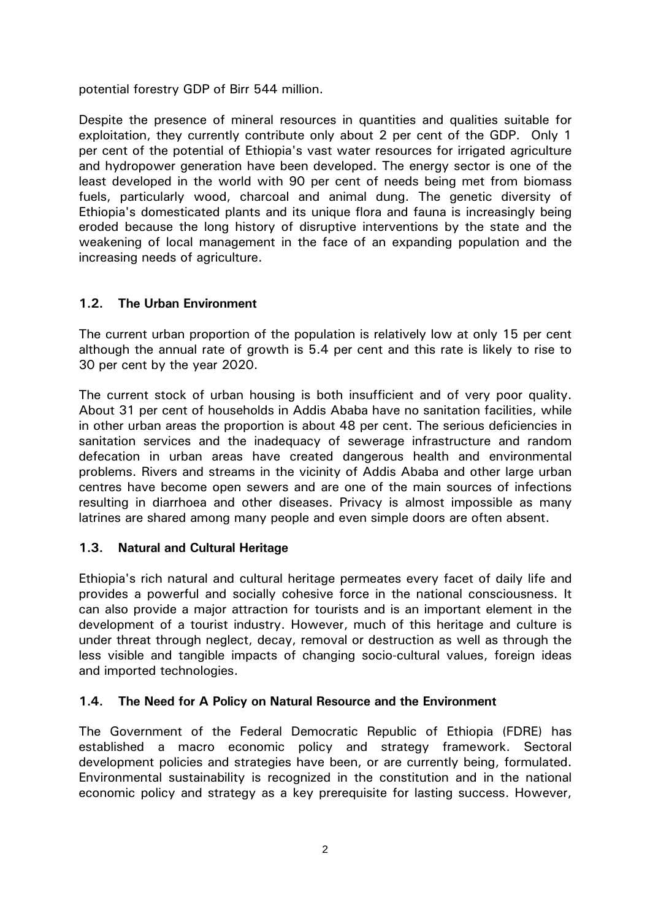potential forestry GDP of Birr 544 million.

Despite the presence of mineral resources in quantities and qualities suitable for exploitation, they currently contribute only about 2 per cent of the GDP. Only 1 per cent of the potential of Ethiopia's vast water resources for irrigated agriculture and hydropower generation have been developed. The energy sector is one of the least developed in the world with 90 per cent of needs being met from biomass fuels, particularly wood, charcoal and animal dung. The genetic diversity of Ethiopia's domesticated plants and its unique flora and fauna is increasingly being eroded because the long history of disruptive interventions by the state and the weakening of local management in the face of an expanding population and the increasing needs of agriculture.

### 1.2. The Urban Environment

The current urban proportion of the population is relatively low at only 15 per cent although the annual rate of growth is 5.4 per cent and this rate is likely to rise to 30 per cent by the year 2020.

The current stock of urban housing is both insufficient and of very poor quality. About 31 per cent of households in Addis Ababa have no sanitation facilities, while in other urban areas the proportion is about 48 per cent. The serious deficiencies in sanitation services and the inadequacy of sewerage infrastructure and random defecation in urban areas have created dangerous health and environmental problems. Rivers and streams in the vicinity of Addis Ababa and other large urban centres have become open sewers and are one of the main sources of infections resulting in diarrhoea and other diseases. Privacy is almost impossible as many latrines are shared among many people and even simple doors are often absent.

### 1.3. Natural and Cultural Heritage

Ethiopia's rich natural and cultural heritage permeates every facet of daily life and provides a powerful and socially cohesive force in the national consciousness. It can also provide a major attraction for tourists and is an important element in the development of a tourist industry. However, much of this heritage and culture is under threat through neglect, decay, removal or destruction as well as through the less visible and tangible impacts of changing socio-cultural values, foreign ideas and imported technologies.

### 1.4. The Need for A Policy on Natural Resource and the Environment

The Government of the Federal Democratic Republic of Ethiopia (FDRE) has established a macro economic policy and strategy framework. Sectoral development policies and strategies have been, or are currently being, formulated. Environmental sustainability is recognized in the constitution and in the national economic policy and strategy as a key prerequisite for lasting success. However,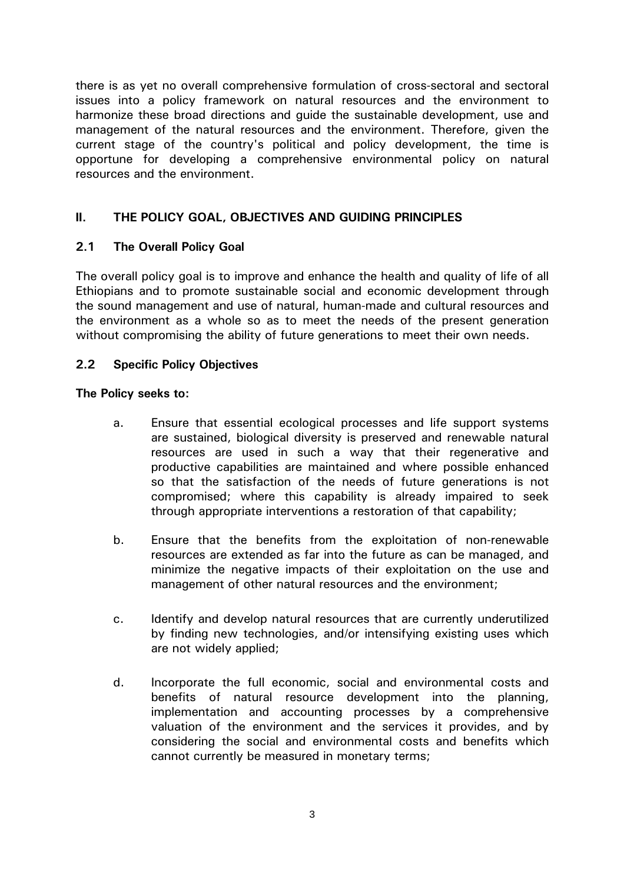there is as yet no overall comprehensive formulation of cross-sectoral and sectoral issues into a policy framework on natural resources and the environment to harmonize these broad directions and guide the sustainable development, use and management of the natural resources and the environment. Therefore, given the current stage of the country's political and policy development, the time is opportune for developing a comprehensive environmental policy on natural resources and the environment.

## II. THE POLICY GOAL, OBJECTIVES AND GUIDING PRINCIPLES

### 2.1 The Overall Policy Goal

The overall policy goal is to improve and enhance the health and quality of life of all Ethiopians and to promote sustainable social and economic development through the sound management and use of natural, human-made and cultural resources and the environment as a whole so as to meet the needs of the present generation without compromising the ability of future generations to meet their own needs.

### 2.2 Specific Policy Objectives

**The Policy seeks to:**

a. Ensure that essential ecological processes and life support systems are sustained, biological diversity is preserved and renewable natural resources are used in such a way that their regenerative and productive capabilities are maintained and where possible enhanced so that the satisfaction of the needs of future generations is not compromised; where this capability is already impaired to seek through appropriate interventions a restoration of that capability;

b. Ensure that the benefits from the exploitation of non-renewable resources are extended as far into the future as can be managed, and minimize the negative impacts of their exploitation on the use and management of other natural resources and the environment;

c. Identify and develop natural resources that are currently underutilized by finding new technologies, and/or intensifying existing uses which are not widely applied;

d. Incorporate the full economic, social and environmental costs and benefits of natural resource development into the planning, implementation and accounting processes by a comprehensive valuation of the environment and the services it provides, and by considering the social and environmental costs and benefits which cannot currently be measured in monetary terms;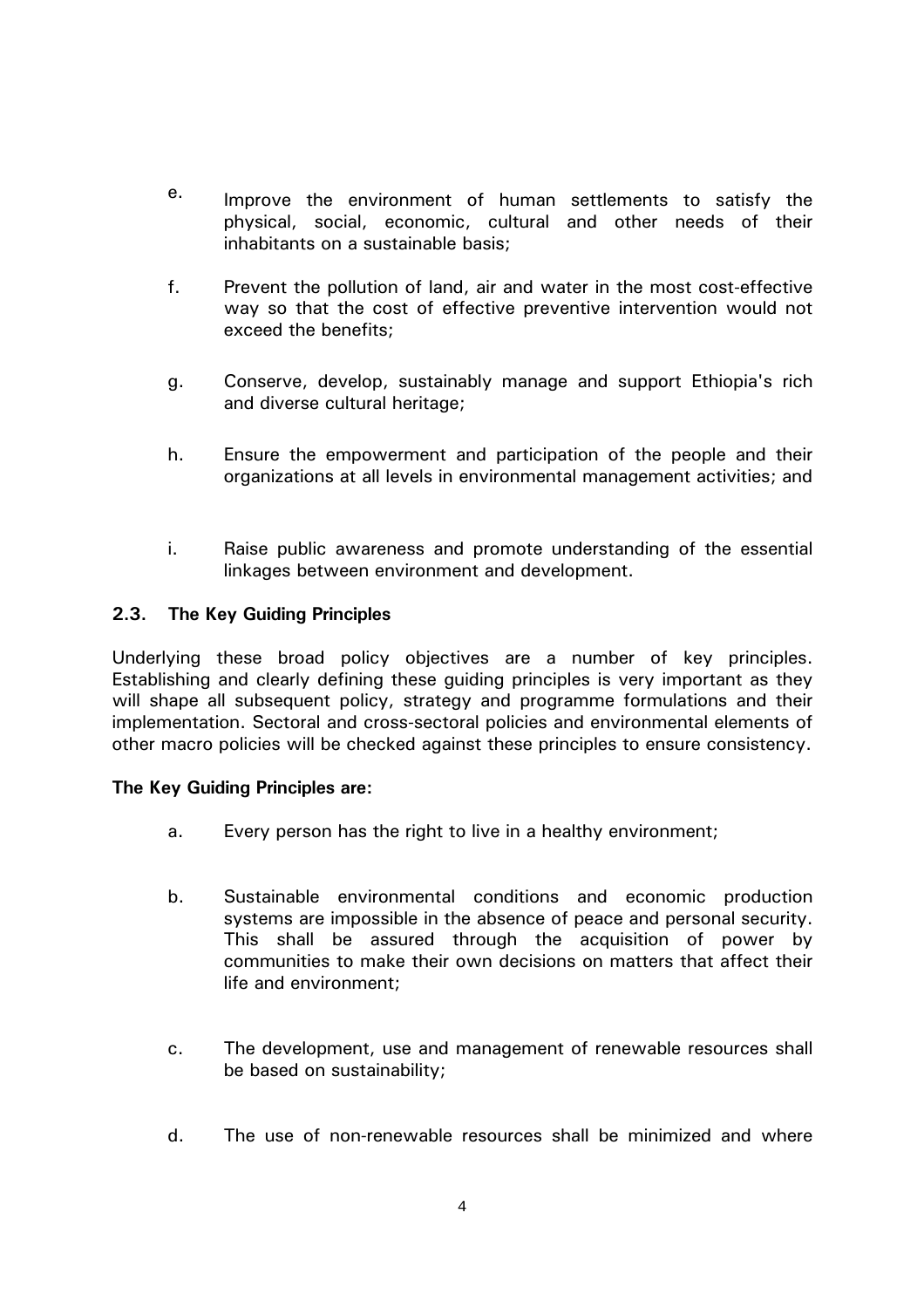e. Improve the environment of human settlements to satisfy the physical, social, economic, cultural and other needs of their inhabitants on a sustainable basis;

f. Prevent the pollution of land, air and water in the most cost-effective way so that the cost of effective preventive intervention would not exceed the benefits;

g. Conserve, develop, sustainably manage and support Ethiopia's rich and diverse cultural heritage;

h. Ensure the empowerment and participation of the people and their organizations at all levels in environmental management activities; and

i. Raise public awareness and promote understanding of the essential linkages between environment and development.

### 2.3. The Key Guiding Principles

Underlying these broad policy objectives are a number of key principles. Establishing and clearly defining these guiding principles is very important as they will shape all subsequent policy, strategy and programme formulations and their implementation. Sectoral and cross-sectoral policies and environmental elements of other macro policies will be checked against these principles to ensure consistency.

**The Key Guiding Principles are:**

a. Every person has the right to live in a healthy environment;

b. Sustainable environmental conditions and economic production systems are impossible in the absence of peace and personal security. This shall be assured through the acquisition of power by communities to make their own decisions on matters that affect their life and environment;

c. The development, use and management of renewable resources shall be based on sustainability;

d. The use of non-renewable resources shall be minimized and where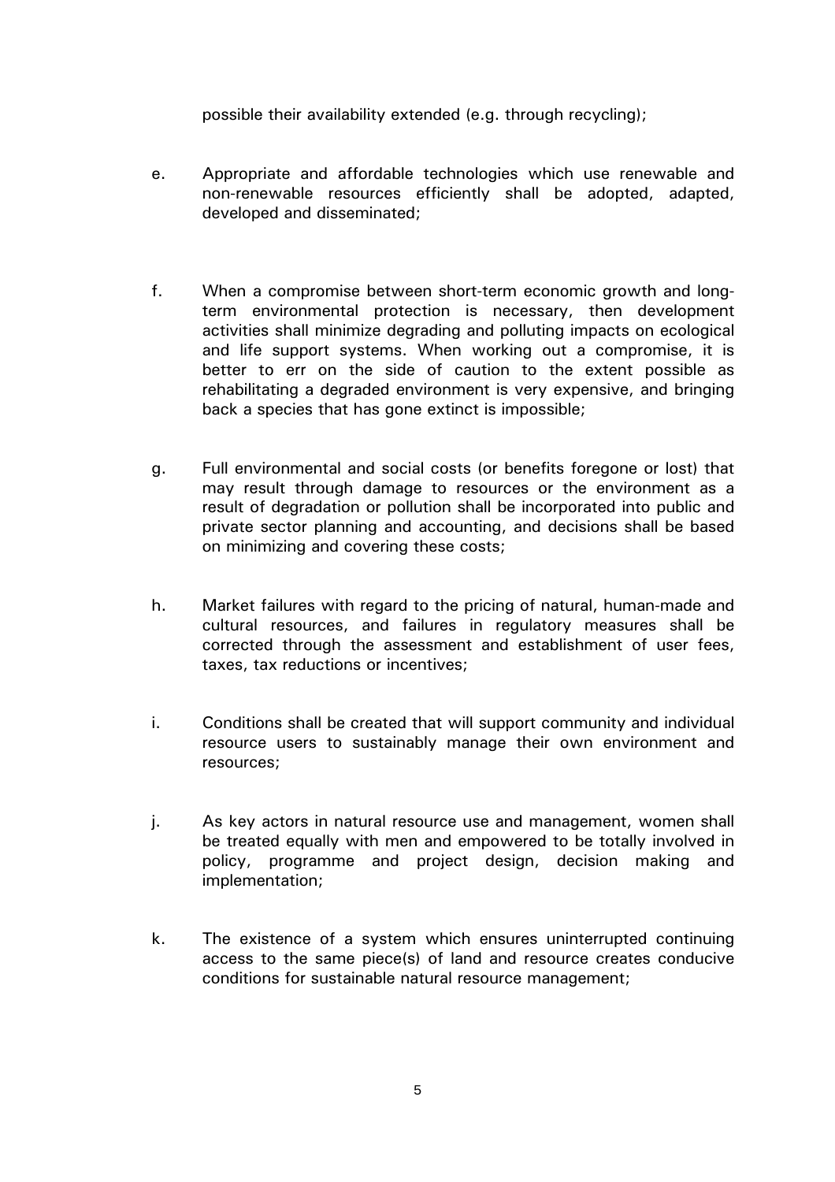possible their availability extended (e.g. through recycling);

e. Appropriate and affordable technologies which use renewable and non-renewable resources efficiently shall be adopted, adapted, developed and disseminated;

f. When a compromise between short-term economic growth and long-term environmental protection is necessary, then development activities shall minimize degrading and polluting impacts on ecological and life support systems. When working out a compromise, it is better to err on the side of caution to the extent possible as rehabilitating a degraded environment is very expensive, and bringing back a species that has gone extinct is impossible;

g. Full environmental and social costs (or benefits foregone or lost) that may result through damage to resources or the environment as a result of degradation or pollution shall be incorporated into public and private sector planning and accounting, and decisions shall be based on minimizing and covering these costs;

h. Market failures with regard to the pricing of natural, human-made and cultural resources, and failures in regulatory measures shall be corrected through the assessment and establishment of user fees, taxes, tax reductions or incentives;

i. Conditions shall be created that will support community and individual resource users to sustainably manage their own environment and resources;

j. As key actors in natural resource use and management, women shall be treated equally with men and empowered to be totally involved in policy, programme and project design, decision making and implementation;

k. The existence of a system which ensures uninterrupted continuing access to the same piece(s) of land and resource creates conducive conditions for sustainable natural resource management;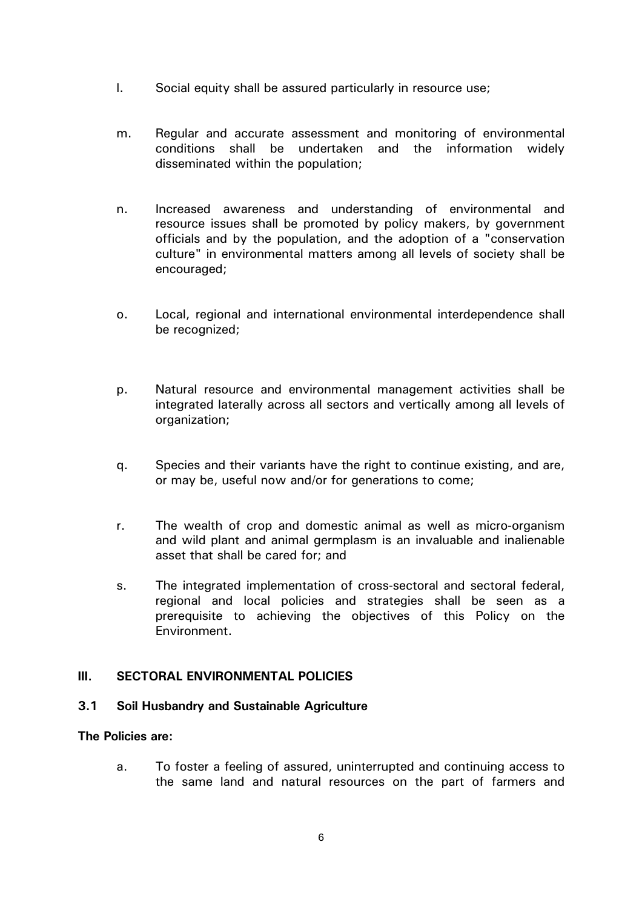l. Social equity shall be assured particularly in resource use;

m. Regular and accurate assessment and monitoring of environmental conditions shall be undertaken and the information widely disseminated within the population;

n. Increased awareness and understanding of environmental and resource issues shall be promoted by policy makers, by government officials and by the population, and the adoption of a "conservation culture" in environmental matters among all levels of society shall be encouraged;

o. Local, regional and international environmental interdependence shall be recognized;

p. Natural resource and environmental management activities shall be integrated laterally across all sectors and vertically among all levels of organization;

q. Species and their variants have the right to continue existing, and are, or may be, useful now and/or for generations to come;

r. The wealth of crop and domestic animal as well as micro-organism and wild plant and animal germplasm is an invaluable and inalienable asset that shall be cared for; and

s. The integrated implementation of cross-sectoral and sectoral federal, regional and local policies and strategies shall be seen as a prerequisite to achieving the objectives of this Policy on the Environment.

## III. SECTORAL ENVIRONMENTAL POLICIES

### 3.1 Soil Husbandry and Sustainable Agriculture

**The Policies are:**

a. To foster a feeling of assured, uninterrupted and continuing access to the same land and natural resources on the part of farmers and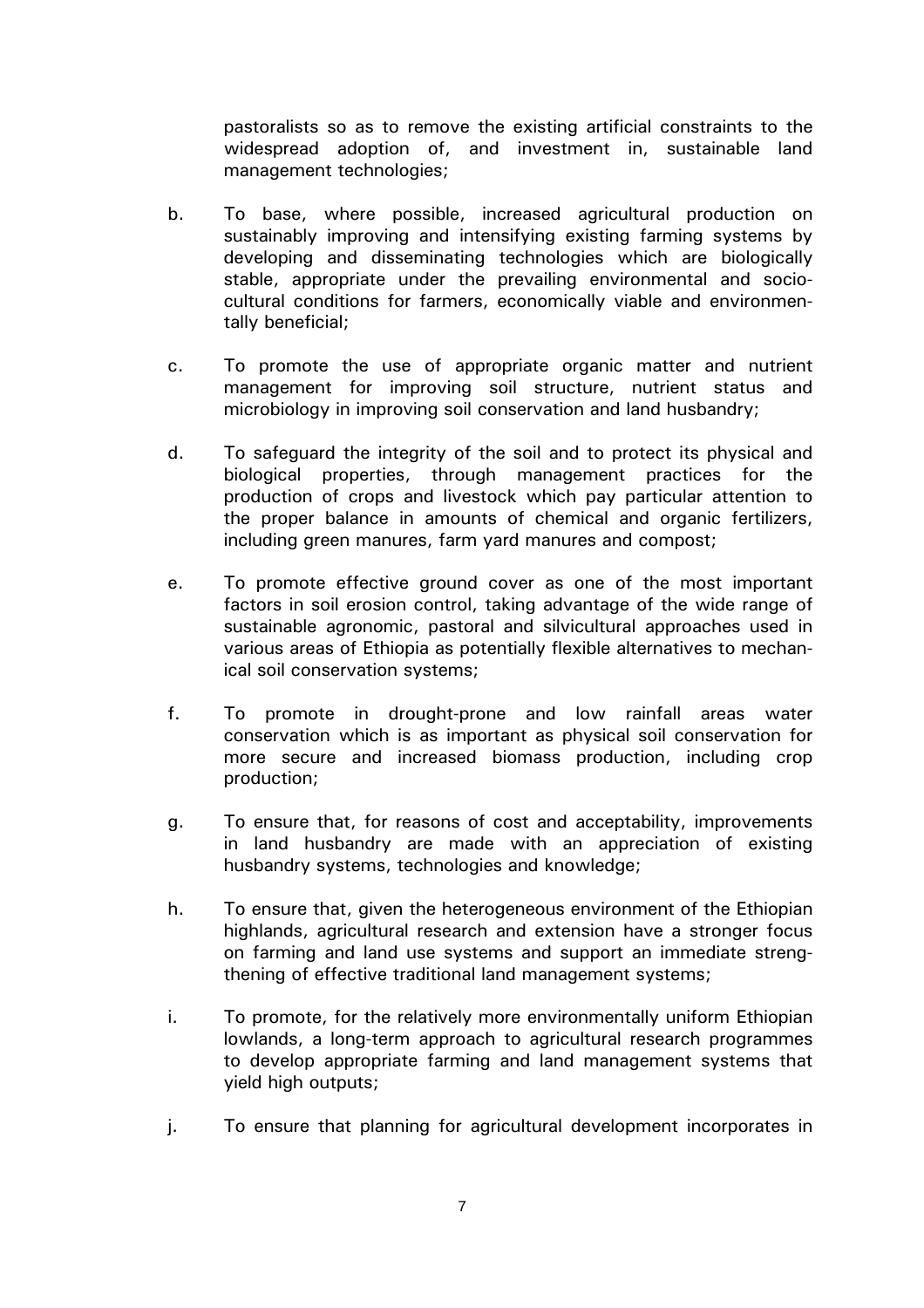pastoralists so as to remove the existing artificial constraints to the widespread adoption of, and investment in, sustainable land management technologies;

b. To base, where possible, increased agricultural production on sustainably improving and intensifying existing farming systems by developing and disseminating technologies which are biologically stable, appropriate under the prevailing environmental and socio-cultural conditions for farmers, economically viable and environmentally beneficial;

c. To promote the use of appropriate organic matter and nutrient management for improving soil structure, nutrient status and microbiology in improving soil conservation and land husbandry;

d. To safeguard the integrity of the soil and to protect its physical and biological properties, through management practices for the production of crops and livestock which pay particular attention to the proper balance in amounts of chemical and organic fertilizers, including green manures, farm yard manures and compost;

e. To promote effective ground cover as one of the most important factors in soil erosion control, taking advantage of the wide range of sustainable agronomic, pastoral and silvicultural approaches used in various areas of Ethiopia as potentially flexible alternatives to mechanical soil conservation systems;

f. To promote in drought-prone and low rainfall areas water conservation which is as important as physical soil conservation for more secure and increased biomass production, including crop production;

g. To ensure that, for reasons of cost and acceptability, improvements in land husbandry are made with an appreciation of existing husbandry systems, technologies and knowledge;

h. To ensure that, given the heterogeneous environment of the Ethiopian highlands, agricultural research and extension have a stronger focus on farming and land use systems and support an immediate strengthening of effective traditional land management systems;

i. To promote, for the relatively more environmentally uniform Ethiopian lowlands, a long-term approach to agricultural research programmes to develop appropriate farming and land management systems that yield high outputs;

j. To ensure that planning for agricultural development incorporates in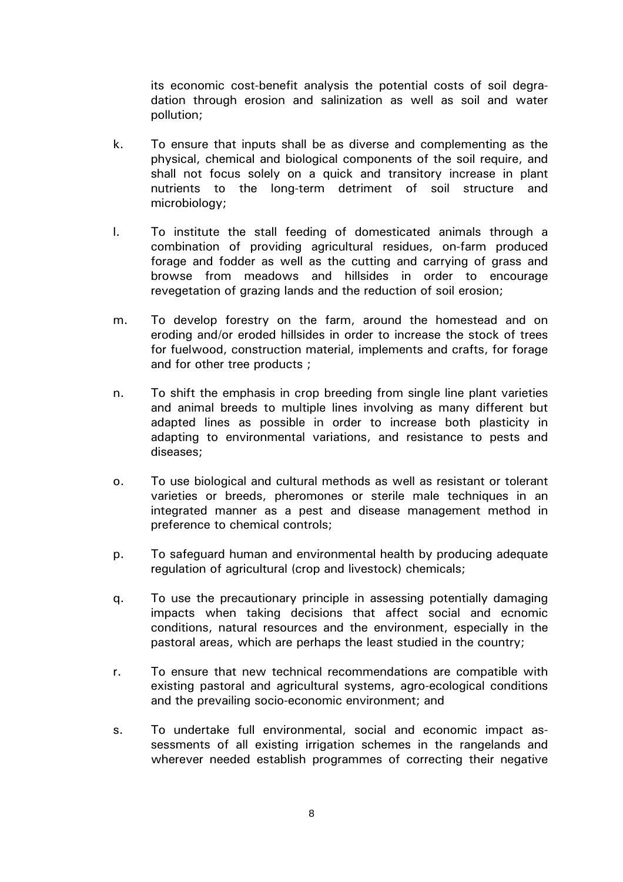its economic cost-benefit analysis the potential costs of soil degradation through erosion and salinization as well as soil and water pollution;

k. To ensure that inputs shall be as diverse and complementing as the physical, chemical and biological components of the soil require, and shall not focus solely on a quick and transitory increase in plant nutrients to the long-term detriment of soil structure and microbiology;

l. To institute the stall feeding of domesticated animals through a combination of providing agricultural residues, on-farm produced forage and fodder as well as the cutting and carrying of grass and browse from meadows and hillsides in order to encourage revegetation of grazing lands and the reduction of soil erosion;

m. To develop forestry on the farm, around the homestead and on eroding and/or eroded hillsides in order to increase the stock of trees for fuelwood, construction material, implements and crafts, for forage and for other tree products ;

n. To shift the emphasis in crop breeding from single line plant varieties and animal breeds to multiple lines involving as many different but adapted lines as possible in order to increase both plasticity in adapting to environmental variations, and resistance to pests and diseases;

o. To use biological and cultural methods as well as resistant or tolerant varieties or breeds, pheromones or sterile male techniques in an integrated manner as a pest and disease management method in preference to chemical controls;

p. To safeguard human and environmental health by producing adequate regulation of agricultural (crop and livestock) chemicals;

q. To use the precautionary principle in assessing potentially damaging impacts when taking decisions that affect social and ecnomic conditions, natural resources and the environment, especially in the pastoral areas, which are perhaps the least studied in the country;

r. To ensure that new technical recommendations are compatible with existing pastoral and agricultural systems, agro-ecological conditions and the prevailing socio-economic environment; and

s. To undertake full environmental, social and economic impact assessments of all existing irrigation schemes in the rangelands and wherever needed establish programmes of correcting their negative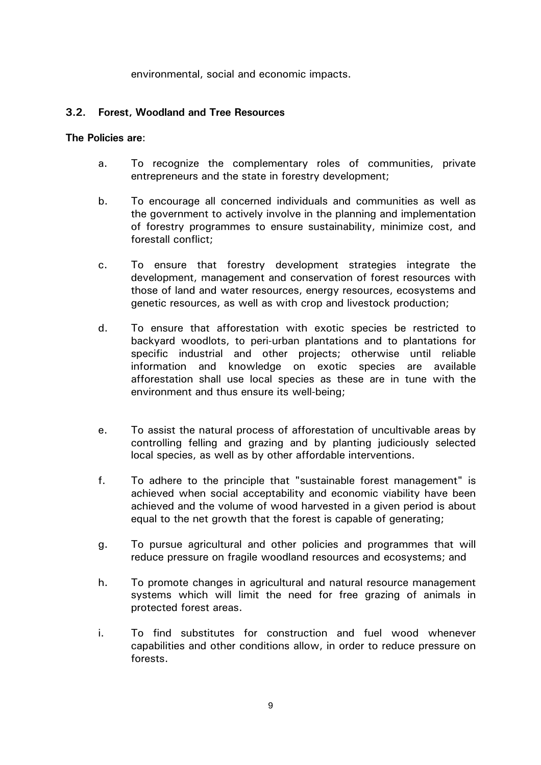environmental, social and economic impacts.

### 3.2. Forest, Woodland and Tree Resources

**The Policies are**:

a. To recognize the complementary roles of communities, private entrepreneurs and the state in forestry development;

b. To encourage all concerned individuals and communities as well as the government to actively involve in the planning and implementation of forestry programmes to ensure sustainability, minimize cost, and forestall conflict;

c. To ensure that forestry development strategies integrate the development, management and conservation of forest resources with those of land and water resources, energy resources, ecosystems and genetic resources, as well as with crop and livestock production;

d. To ensure that afforestation with exotic species be restricted to backyard woodlots, to peri-urban plantations and to plantations for specific industrial and other projects; otherwise until reliable information and knowledge on exotic species are available afforestation shall use local species as these are in tune with the environment and thus ensure its well-being;

e. To assist the natural process of afforestation of uncultivable areas by controlling felling and grazing and by planting judiciously selected local species, as well as by other affordable interventions.

f. To adhere to the principle that "sustainable forest management" is achieved when social acceptability and economic viability have been achieved and the volume of wood harvested in a given period is about equal to the net growth that the forest is capable of generating;

g. To pursue agricultural and other policies and programmes that will reduce pressure on fragile woodland resources and ecosystems; and

h. To promote changes in agricultural and natural resource management systems which will limit the need for free grazing of animals in protected forest areas.

i. To find substitutes for construction and fuel wood whenever capabilities and other conditions allow, in order to reduce pressure on forests.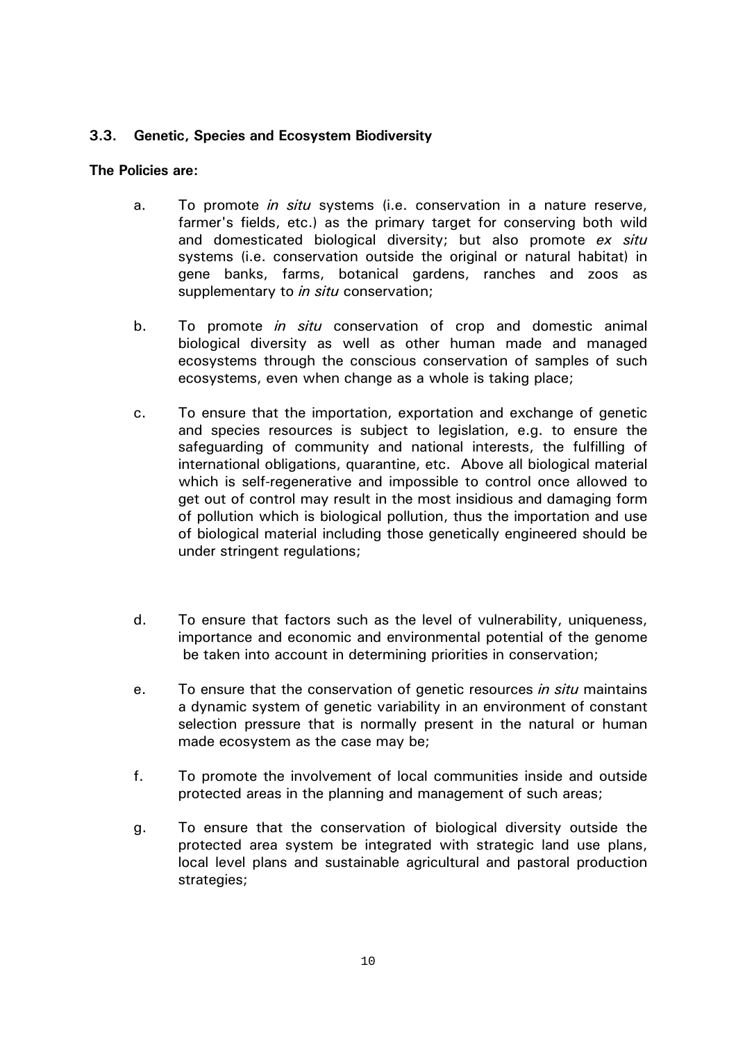### 3.3. Genetic, Species and Ecosystem Biodiversity

**The Policies are:**

a. To promote *in situ* systems (i.e. conservation in a nature reserve, farmer's fields, etc.) as the primary target for conserving both wild and domesticated biological diversity; but also promote *ex situ* systems (i.e. conservation outside the original or natural habitat) in gene banks, farms, botanical gardens, ranches and zoos as supplementary to *in situ* conservation;

b. To promote *in situ* conservation of crop and domestic animal biological diversity as well as other human made and managed ecosystems through the conscious conservation of samples of such ecosystems, even when change as a whole is taking place;

c. To ensure that the importation, exportation and exchange of genetic and species resources is subject to legislation, e.g. to ensure the safeguarding of community and national interests, the fulfilling of international obligations, quarantine, etc. Above all biological material which is self-regenerative and impossible to control once allowed to get out of control may result in the most insidious and damaging form of pollution which is biological pollution, thus the importation and use of biological material including those genetically engineered should be under stringent regulations;

d. To ensure that factors such as the level of vulnerability, uniqueness, importance and economic and environmental potential of the genome be taken into account in determining priorities in conservation;

e. To ensure that the conservation of genetic resources *in situ* maintains a dynamic system of genetic variability in an environment of constant selection pressure that is normally present in the natural or human made ecosystem as the case may be;

f. To promote the involvement of local communities inside and outside protected areas in the planning and management of such areas;

g. To ensure that the conservation of biological diversity outside the protected area system be integrated with strategic land use plans, local level plans and sustainable agricultural and pastoral production strategies;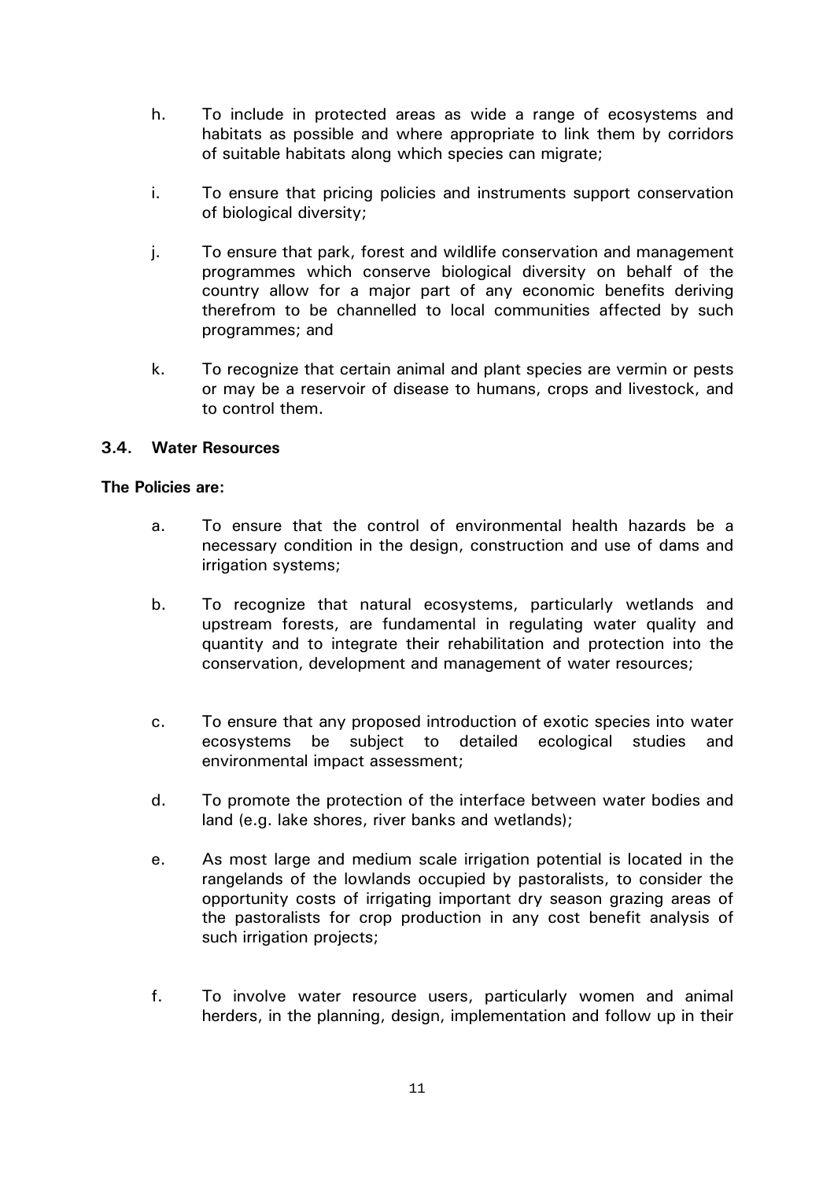h. To include in protected areas as wide a range of ecosystems and habitats as possible and where appropriate to link them by corridors of suitable habitats along which species can migrate;

i. To ensure that pricing policies and instruments support conservation of biological diversity;

j. To ensure that park, forest and wildlife conservation and management programmes which conserve biological diversity on behalf of the country allow for a major part of any economic benefits deriving therefrom to be channelled to local communities affected by such programmes; and

k. To recognize that certain animal and plant species are vermin or pests or may be a reservoir of disease to humans, crops and livestock, and to control them.

### 3.4. Water Resources

**The Policies are:**

a. To ensure that the control of environmental health hazards be a necessary condition in the design, construction and use of dams and irrigation systems;

b. To recognize that natural ecosystems, particularly wetlands and upstream forests, are fundamental in regulating water quality and quantity and to integrate their rehabilitation and protection into the conservation, development and management of water resources;

c. To ensure that any proposed introduction of exotic species into water ecosystems be subject to detailed ecological studies and environmental impact assessment;

d. To promote the protection of the interface between water bodies and land (e.g. lake shores, river banks and wetlands);

e. As most large and medium scale irrigation potential is located in the rangelands of the lowlands occupied by pastoralists, to consider the opportunity costs of irrigating important dry season grazing areas of the pastoralists for crop production in any cost benefit analysis of such irrigation projects;

f. To involve water resource users, particularly women and animal herders, in the planning, design, implementation and follow up in their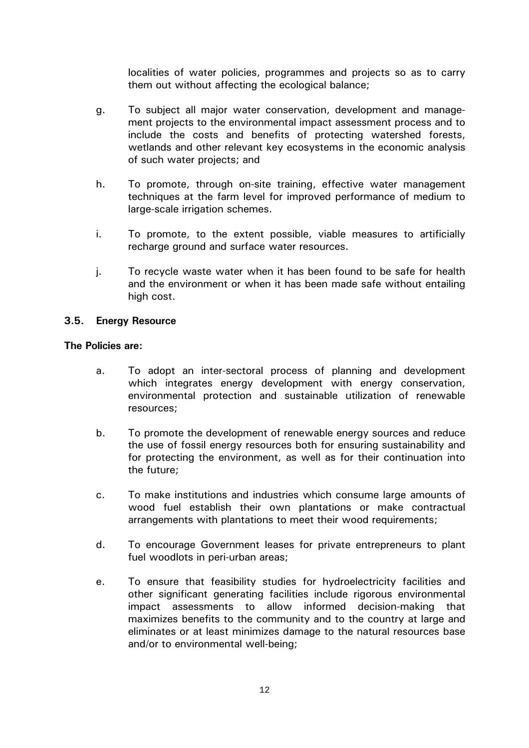localities of water policies, programmes and projects so as to carry them out without affecting the ecological balance;

g. To subject all major water conservation, development and management projects to the environmental impact assessment process and to include the costs and benefits of protecting watershed forests, wetlands and other relevant key ecosystems in the economic analysis of such water projects; and

h. To promote, through on-site training, effective water management techniques at the farm level for improved performance of medium to large-scale irrigation schemes.

i. To promote, to the extent possible, viable measures to artificially recharge ground and surface water resources.

j. To recycle waste water when it has been found to be safe for health and the environment or when it has been made safe without entailing high cost.

### 3.5. Energy Resource

**The Policies are:**

a. To adopt an inter-sectoral process of planning and development which integrates energy development with energy conservation, environmental protection and sustainable utilization of renewable resources;

b. To promote the development of renewable energy sources and reduce the use of fossil energy resources both for ensuring sustainability and for protecting the environment, as well as for their continuation into the future;

c. To make institutions and industries which consume large amounts of wood fuel establish their own plantations or make contractual arrangements with plantations to meet their wood requirements;

d. To encourage Government leases for private entrepreneurs to plant fuel woodlots in peri-urban areas;

e. To ensure that feasibility studies for hydroelectricity facilities and other significant generating facilities include rigorous environmental impact assessments to allow informed decision-making that maximizes benefits to the community and to the country at large and eliminates or at least minimizes damage to the natural resources base and/or to environmental well-being;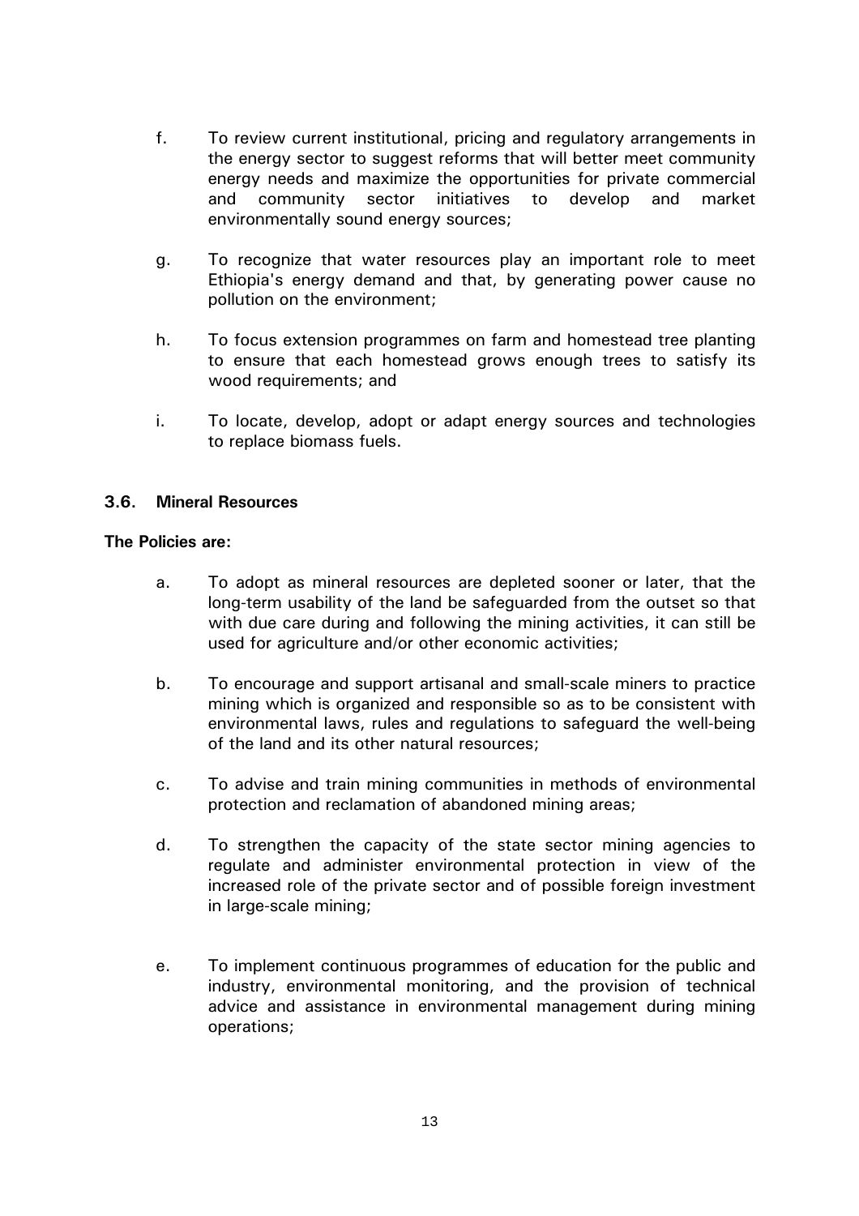f. To review current institutional, pricing and regulatory arrangements in the energy sector to suggest reforms that will better meet community energy needs and maximize the opportunities for private commercial and community sector initiatives to develop and market environmentally sound energy sources;

g. To recognize that water resources play an important role to meet Ethiopia's energy demand and that, by generating power cause no pollution on the environment;

h. To focus extension programmes on farm and homestead tree planting to ensure that each homestead grows enough trees to satisfy its wood requirements; and

i. To locate, develop, adopt or adapt energy sources and technologies to replace biomass fuels.

### 3.6. Mineral Resources

**The Policies are:**

a. To adopt as mineral resources are depleted sooner or later, that the long-term usability of the land be safeguarded from the outset so that with due care during and following the mining activities, it can still be used for agriculture and/or other economic activities;

b. To encourage and support artisanal and small-scale miners to practice mining which is organized and responsible so as to be consistent with environmental laws, rules and regulations to safeguard the well-being of the land and its other natural resources;

c. To advise and train mining communities in methods of environmental protection and reclamation of abandoned mining areas;

d. To strengthen the capacity of the state sector mining agencies to regulate and administer environmental protection in view of the increased role of the private sector and of possible foreign investment in large-scale mining;

e. To implement continuous programmes of education for the public and industry, environmental monitoring, and the provision of technical advice and assistance in environmental management during mining operations;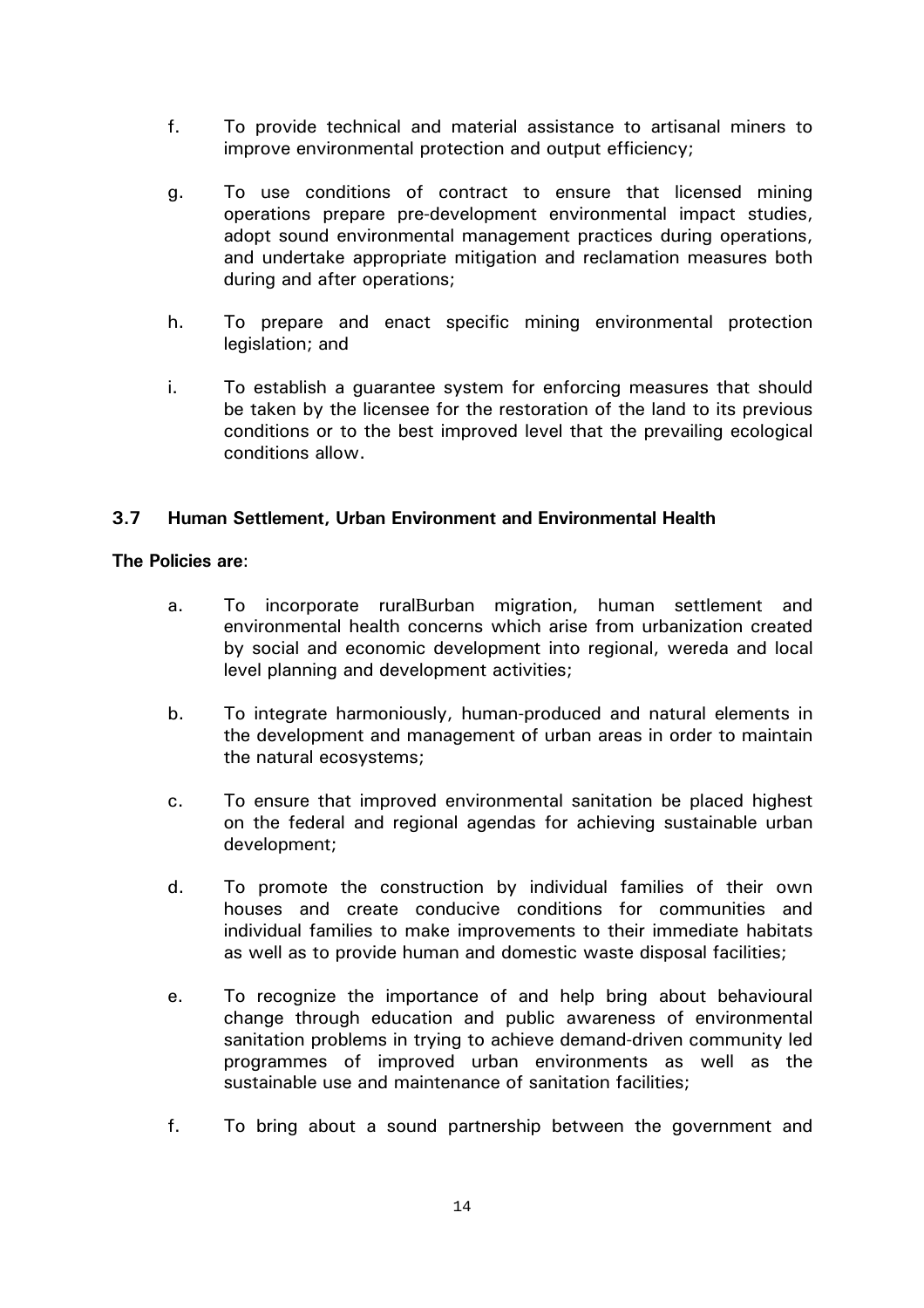f. To provide technical and material assistance to artisanal miners to improve environmental protection and output efficiency;

g. To use conditions of contract to ensure that licensed mining operations prepare pre-development environmental impact studies, adopt sound environmental management practices during operations, and undertake appropriate mitigation and reclamation measures both during and after operations;

h. To prepare and enact specific mining environmental protection legislation; and

i. To establish a guarantee system for enforcing measures that should be taken by the licensee for the restoration of the land to its previous conditions or to the best improved level that the prevailing ecological conditions allow.

### 3.7 Human Settlement, Urban Environment and Environmental Health

**The Policies are**:

a. To incorporate ruralBurban migration, human settlement and environmental health concerns which arise from urbanization created by social and economic development into regional, wereda and local level planning and development activities;

b. To integrate harmoniously, human-produced and natural elements in the development and management of urban areas in order to maintain the natural ecosystems;

c. To ensure that improved environmental sanitation be placed highest on the federal and regional agendas for achieving sustainable urban development;

d. To promote the construction by individual families of their own houses and create conducive conditions for communities and individual families to make improvements to their immediate habitats as well as to provide human and domestic waste disposal facilities;

e. To recognize the importance of and help bring about behavioural change through education and public awareness of environmental sanitation problems in trying to achieve demand-driven community led programmes of improved urban environments as well as the sustainable use and maintenance of sanitation facilities;

f. To bring about a sound partnership between the government and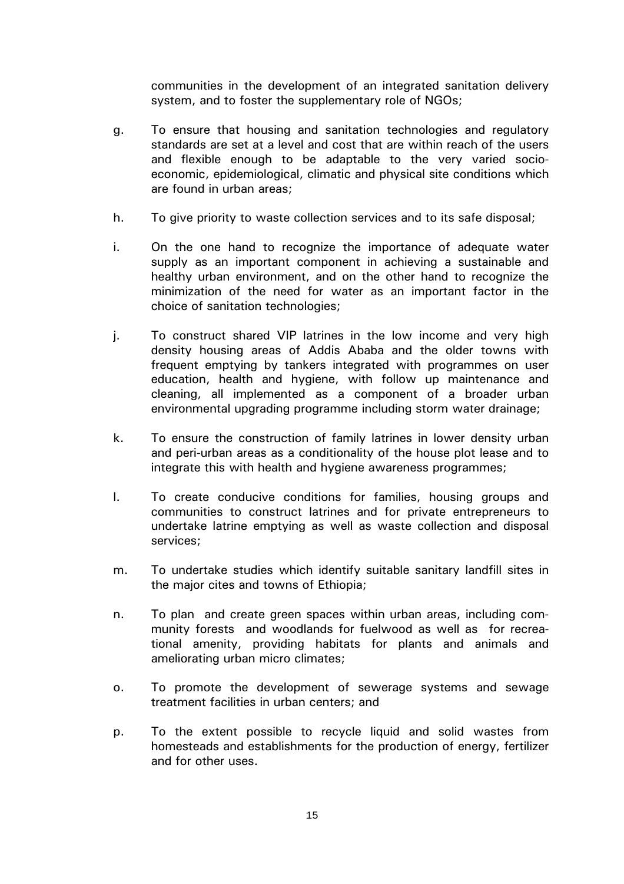communities in the development of an integrated sanitation delivery system, and to foster the supplementary role of NGOs;

g. To ensure that housing and sanitation technologies and regulatory standards are set at a level and cost that are within reach of the users and flexible enough to be adaptable to the very varied socio-economic, epidemiological, climatic and physical site conditions which are found in urban areas;

h. To give priority to waste collection services and to its safe disposal;

i. On the one hand to recognize the importance of adequate water supply as an important component in achieving a sustainable and healthy urban environment, and on the other hand to recognize the minimization of the need for water as an important factor in the choice of sanitation technologies;

j. To construct shared VIP latrines in the low income and very high density housing areas of Addis Ababa and the older towns with frequent emptying by tankers integrated with programmes on user education, health and hygiene, with follow up maintenance and cleaning, all implemented as a component of a broader urban environmental upgrading programme including storm water drainage;

k. To ensure the construction of family latrines in lower density urban and peri-urban areas as a conditionality of the house plot lease and to integrate this with health and hygiene awareness programmes;

l. To create conducive conditions for families, housing groups and communities to construct latrines and for private entrepreneurs to undertake latrine emptying as well as waste collection and disposal services;

m. To undertake studies which identify suitable sanitary landfill sites in the major cites and towns of Ethiopia;

n. To plan and create green spaces within urban areas, including community forests and woodlands for fuelwood as well as for recreational amenity, providing habitats for plants and animals and ameliorating urban micro climates;

o. To promote the development of sewerage systems and sewage treatment facilities in urban centers; and

p. To the extent possible to recycle liquid and solid wastes from homesteads and establishments for the production of energy, fertilizer and for other uses.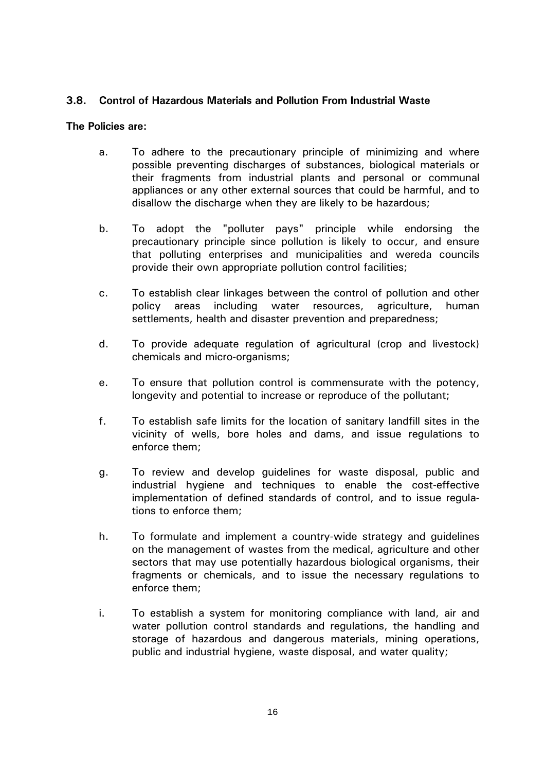## 3.8. Control of Hazardous Materials and Pollution From Industrial Waste

**The Policies are:**

a. To adhere to the precautionary principle of minimizing and where possible preventing discharges of substances, biological materials or their fragments from industrial plants and personal or communal appliances or any other external sources that could be harmful, and to disallow the discharge when they are likely to be hazardous;

b. To adopt the "polluter pays" principle while endorsing the precautionary principle since pollution is likely to occur, and ensure that polluting enterprises and municipalities and wereda councils provide their own appropriate pollution control facilities;

c. To establish clear linkages between the control of pollution and other policy areas including water resources, agriculture, human settlements, health and disaster prevention and preparedness;

d. To provide adequate regulation of agricultural (crop and livestock) chemicals and micro-organisms;

e. To ensure that pollution control is commensurate with the potency, longevity and potential to increase or reproduce of the pollutant;

f. To establish safe limits for the location of sanitary landfill sites in the vicinity of wells, bore holes and dams, and issue regulations to enforce them;

g. To review and develop guidelines for waste disposal, public and industrial hygiene and techniques to enable the cost-effective implementation of defined standards of control, and to issue regulations to enforce them;

h. To formulate and implement a country-wide strategy and guidelines on the management of wastes from the medical, agriculture and other sectors that may use potentially hazardous biological organisms, their fragments or chemicals, and to issue the necessary regulations to enforce them;

i. To establish a system for monitoring compliance with land, air and water pollution control standards and regulations, the handling and storage of hazardous and dangerous materials, mining operations, public and industrial hygiene, waste disposal, and water quality;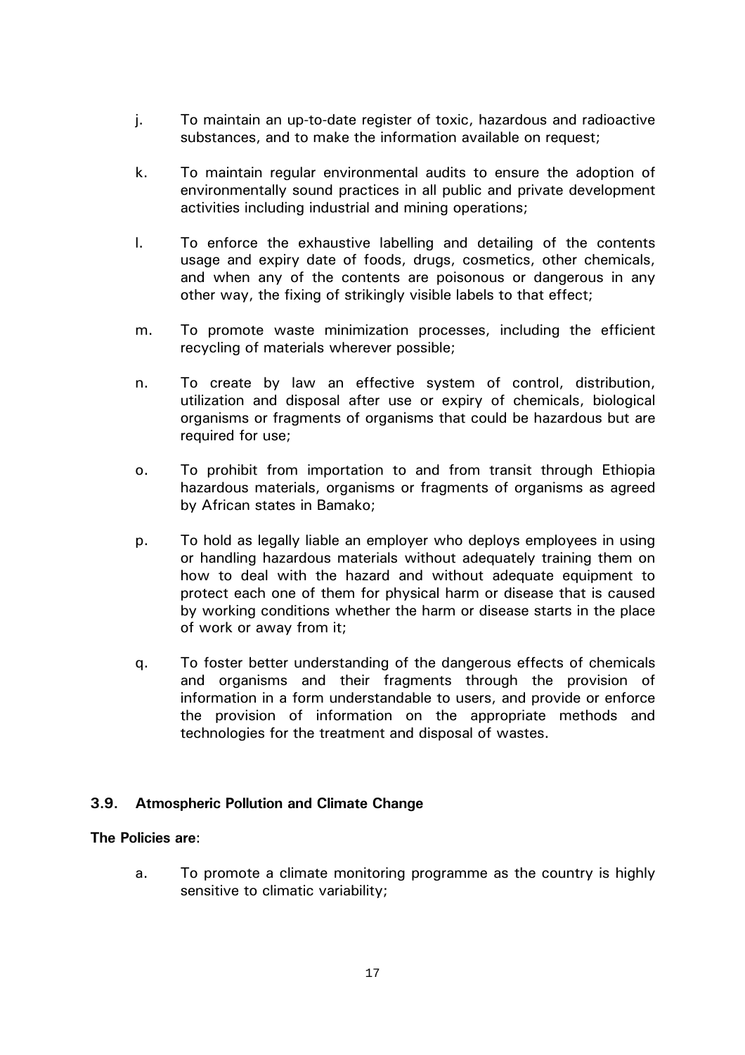j. To maintain an up-to-date register of toxic, hazardous and radioactive substances, and to make the information available on request;

k. To maintain regular environmental audits to ensure the adoption of environmentally sound practices in all public and private development activities including industrial and mining operations;

l. To enforce the exhaustive labelling and detailing of the contents usage and expiry date of foods, drugs, cosmetics, other chemicals, and when any of the contents are poisonous or dangerous in any other way, the fixing of strikingly visible labels to that effect;

m. To promote waste minimization processes, including the efficient recycling of materials wherever possible;

n. To create by law an effective system of control, distribution, utilization and disposal after use or expiry of chemicals, biological organisms or fragments of organisms that could be hazardous but are required for use;

o. To prohibit from importation to and from transit through Ethiopia hazardous materials, organisms or fragments of organisms as agreed by African states in Bamako;

p. To hold as legally liable an employer who deploys employees in using or handling hazardous materials without adequately training them on how to deal with the hazard and without adequate equipment to protect each one of them for physical harm or disease that is caused by working conditions whether the harm or disease starts in the place of work or away from it;

q. To foster better understanding of the dangerous effects of chemicals and organisms and their fragments through the provision of information in a form understandable to users, and provide or enforce the provision of information on the appropriate methods and technologies for the treatment and disposal of wastes.

### 3.9. Atmospheric Pollution and Climate Change

**The Policies are**:

a. To promote a climate monitoring programme as the country is highly sensitive to climatic variability;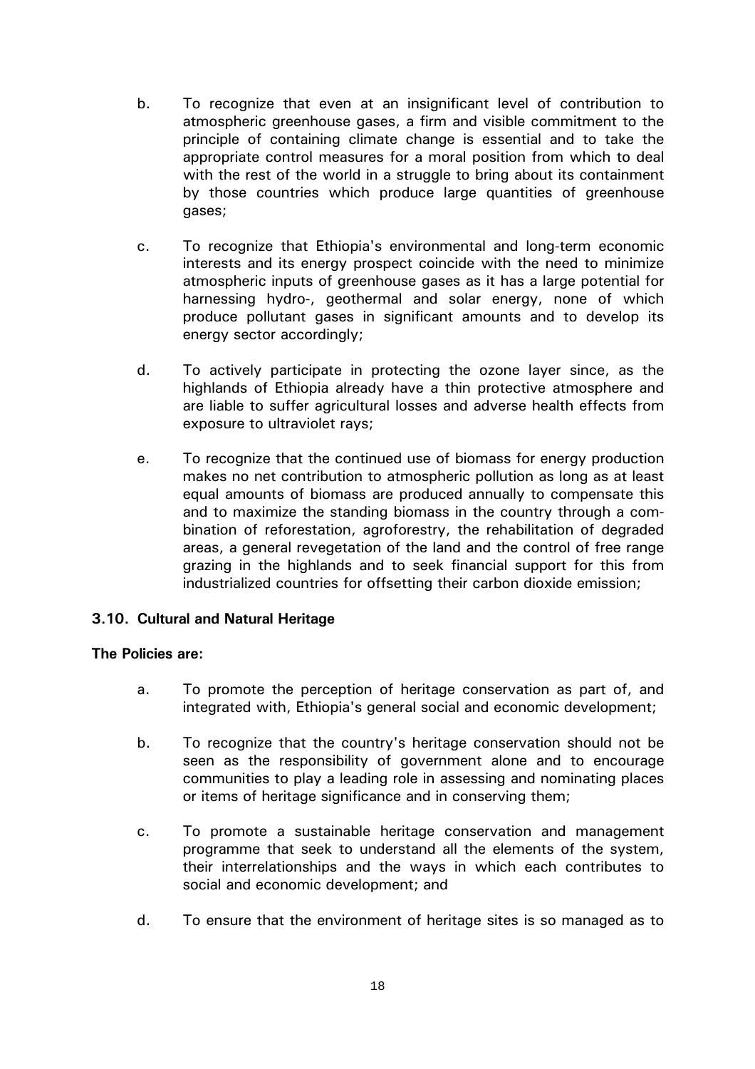b. To recognize that even at an insignificant level of contribution to atmospheric greenhouse gases, a firm and visible commitment to the principle of containing climate change is essential and to take the appropriate control measures for a moral position from which to deal with the rest of the world in a struggle to bring about its containment by those countries which produce large quantities of greenhouse gases;

c. To recognize that Ethiopia's environmental and long-term economic interests and its energy prospect coincide with the need to minimize atmospheric inputs of greenhouse gases as it has a large potential for harnessing hydro-, geothermal and solar energy, none of which produce pollutant gases in significant amounts and to develop its energy sector accordingly;

d. To actively participate in protecting the ozone layer since, as the highlands of Ethiopia already have a thin protective atmosphere and are liable to suffer agricultural losses and adverse health effects from exposure to ultraviolet rays;

e. To recognize that the continued use of biomass for energy production makes no net contribution to atmospheric pollution as long as at least equal amounts of biomass are produced annually to compensate this and to maximize the standing biomass in the country through a combination of reforestation, agroforestry, the rehabilitation of degraded areas, a general revegetation of the land and the control of free range grazing in the highlands and to seek financial support for this from industrialized countries for offsetting their carbon dioxide emission;

### 3.10. Cultural and Natural Heritage

**The Policies are:**

a. To promote the perception of heritage conservation as part of, and integrated with, Ethiopia's general social and economic development;

b. To recognize that the country's heritage conservation should not be seen as the responsibility of government alone and to encourage communities to play a leading role in assessing and nominating places or items of heritage significance and in conserving them;

c. To promote a sustainable heritage conservation and management programme that seek to understand all the elements of the system, their interrelationships and the ways in which each contributes to social and economic development; and

d. To ensure that the environment of heritage sites is so managed as to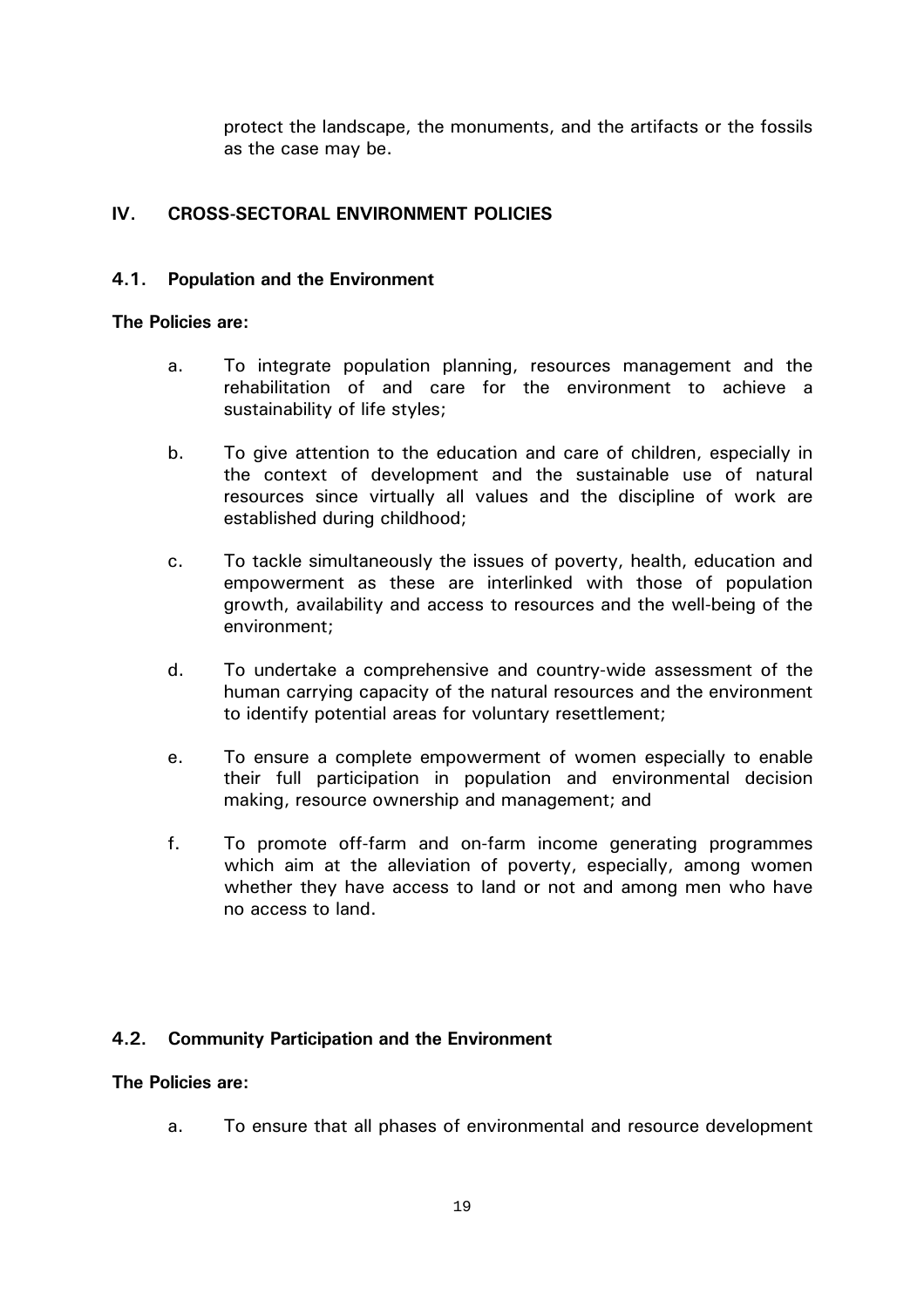protect the landscape, the monuments, and the artifacts or the fossils as the case may be.

## IV. CROSS-SECTORAL ENVIRONMENT POLICIES

### 4.1. Population and the Environment

**The Policies are:**

a. To integrate population planning, resources management and the rehabilitation of and care for the environment to achieve a sustainability of life styles;

b. To give attention to the education and care of children, especially in the context of development and the sustainable use of natural resources since virtually all values and the discipline of work are established during childhood;

c. To tackle simultaneously the issues of poverty, health, education and empowerment as these are interlinked with those of population growth, availability and access to resources and the well-being of the environment;

d. To undertake a comprehensive and country-wide assessment of the human carrying capacity of the natural resources and the environment to identify potential areas for voluntary resettlement;

e. To ensure a complete empowerment of women especially to enable their full participation in population and environmental decision making, resource ownership and management; and

f. To promote off-farm and on-farm income generating programmes which aim at the alleviation of poverty, especially, among women whether they have access to land or not and among men who have no access to land.

### 4.2. Community Participation and the Environment

**The Policies are:**

a. To ensure that all phases of environmental and resource development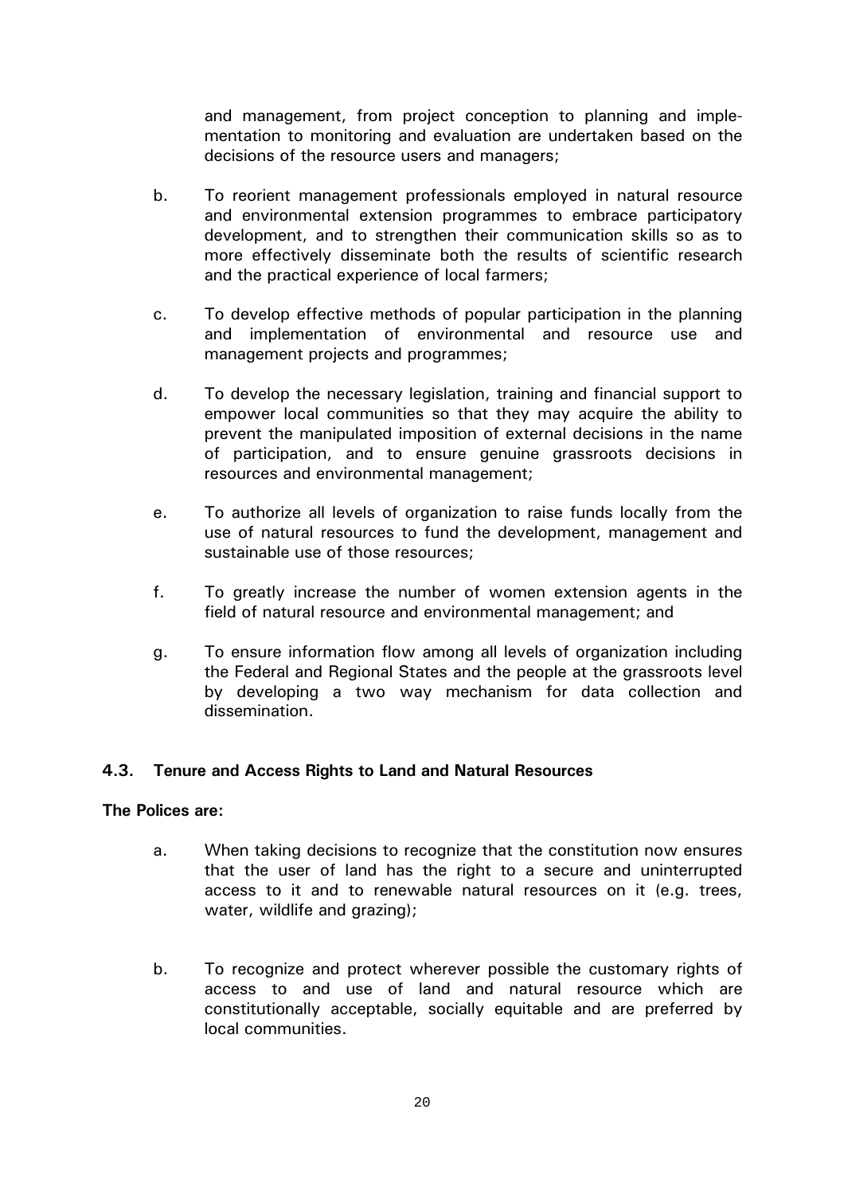and management, from project conception to planning and implementation to monitoring and evaluation are undertaken based on the decisions of the resource users and managers;

b. To reorient management professionals employed in natural resource and environmental extension programmes to embrace participatory development, and to strengthen their communication skills so as to more effectively disseminate both the results of scientific research and the practical experience of local farmers;

c. To develop effective methods of popular participation in the planning and implementation of environmental and resource use and management projects and programmes;

d. To develop the necessary legislation, training and financial support to empower local communities so that they may acquire the ability to prevent the manipulated imposition of external decisions in the name of participation, and to ensure genuine grassroots decisions in resources and environmental management;

e. To authorize all levels of organization to raise funds locally from the use of natural resources to fund the development, management and sustainable use of those resources;

f. To greatly increase the number of women extension agents in the field of natural resource and environmental management; and

g. To ensure information flow among all levels of organization including the Federal and Regional States and the people at the grassroots level by developing a two way mechanism for data collection and dissemination.

### 4.3. Tenure and Access Rights to Land and Natural Resources

**The Polices are:**

a. When taking decisions to recognize that the constitution now ensures that the user of land has the right to a secure and uninterrupted access to it and to renewable natural resources on it (e.g. trees, water, wildlife and grazing);

b. To recognize and protect wherever possible the customary rights of access to and use of land and natural resource which are constitutionally acceptable, socially equitable and are preferred by local communities.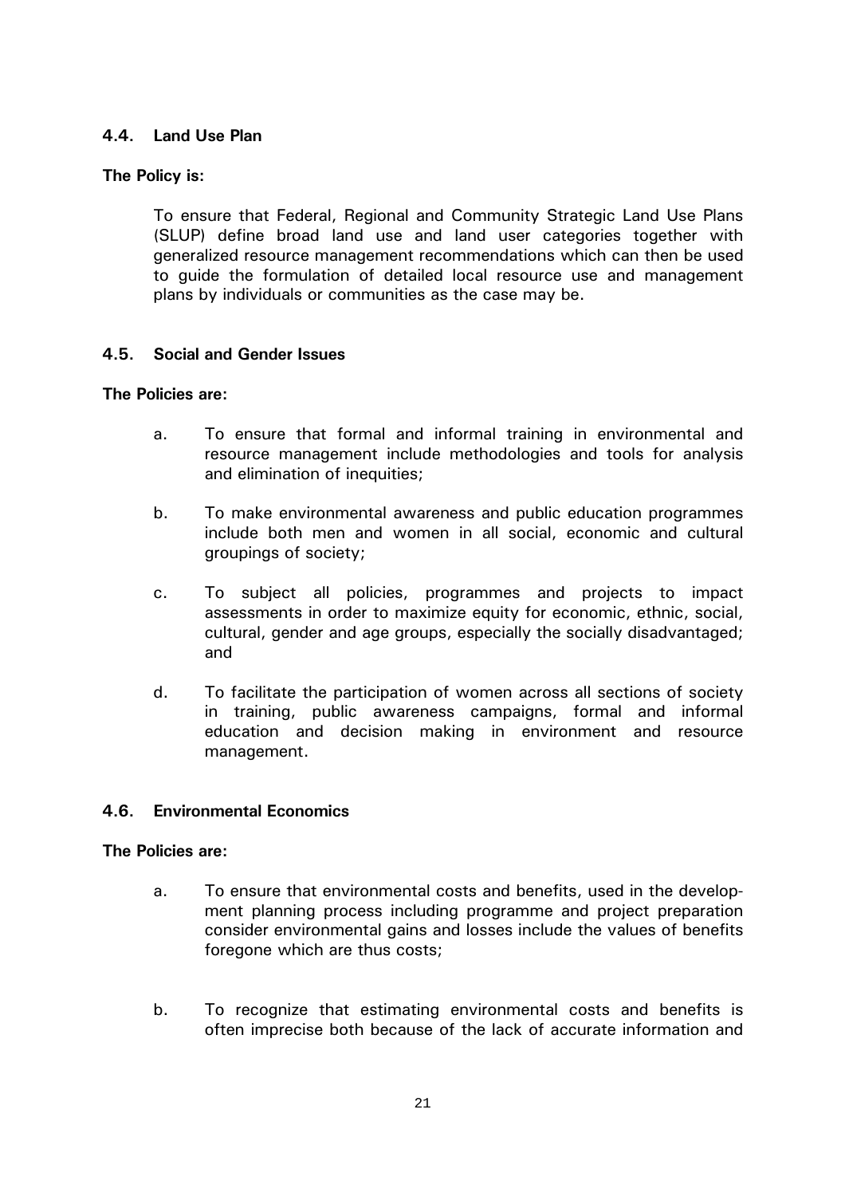### 4.4. Land Use Plan

**The Policy is:**

To ensure that Federal, Regional and Community Strategic Land Use Plans (SLUP) define broad land use and land user categories together with generalized resource management recommendations which can then be used to guide the formulation of detailed local resource use and management plans by individuals or communities as the case may be.

### 4.5. Social and Gender Issues

**The Policies are:**

a. To ensure that formal and informal training in environmental and resource management include methodologies and tools for analysis and elimination of inequities;

b. To make environmental awareness and public education programmes include both men and women in all social, economic and cultural groupings of society;

c. To subject all policies, programmes and projects to impact assessments in order to maximize equity for economic, ethnic, social, cultural, gender and age groups, especially the socially disadvantaged; and

d. To facilitate the participation of women across all sections of society in training, public awareness campaigns, formal and informal education and decision making in environment and resource management.

### 4.6. Environmental Economics

**The Policies are:**

a. To ensure that environmental costs and benefits, used in the development planning process including programme and project preparation consider environmental gains and losses include the values of benefits foregone which are thus costs;

b. To recognize that estimating environmental costs and benefits is often imprecise both because of the lack of accurate information and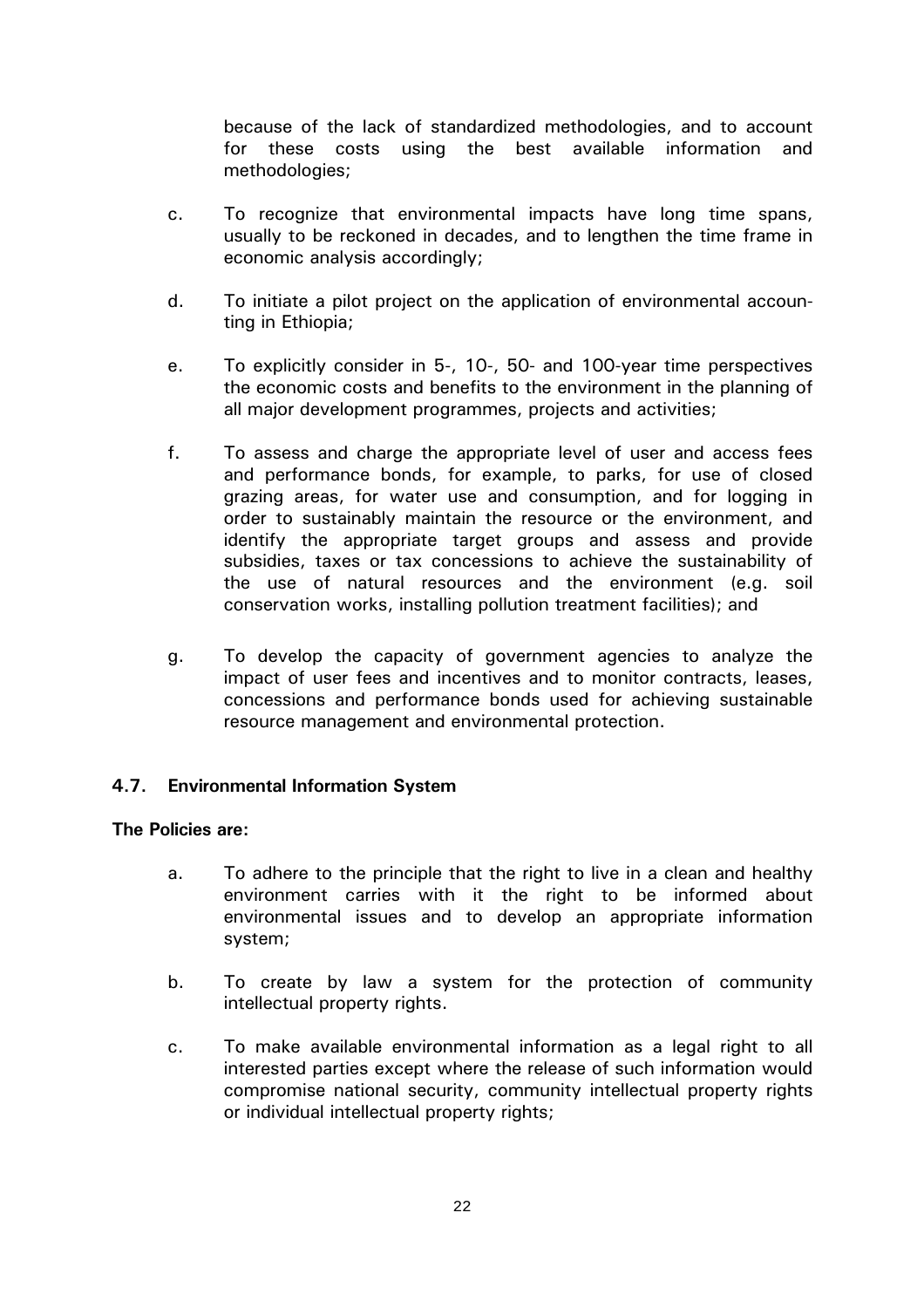because of the lack of standardized methodologies, and to account for these costs using the best available information and methodologies;

c. To recognize that environmental impacts have long time spans, usually to be reckoned in decades, and to lengthen the time frame in economic analysis accordingly;

d. To initiate a pilot project on the application of environmental accounting in Ethiopia;

e. To explicitly consider in 5-, 10-, 50- and 100-year time perspectives the economic costs and benefits to the environment in the planning of all major development programmes, projects and activities;

f. To assess and charge the appropriate level of user and access fees and performance bonds, for example, to parks, for use of closed grazing areas, for water use and consumption, and for logging in order to sustainably maintain the resource or the environment, and identify the appropriate target groups and assess and provide subsidies, taxes or tax concessions to achieve the sustainability of the use of natural resources and the environment (e.g. soil conservation works, installing pollution treatment facilities); and

g. To develop the capacity of government agencies to analyze the impact of user fees and incentives and to monitor contracts, leases, concessions and performance bonds used for achieving sustainable resource management and environmental protection.

### 4.7. Environmental Information System

**The Policies are:**

a. To adhere to the principle that the right to live in a clean and healthy environment carries with it the right to be informed about environmental issues and to develop an appropriate information system;

b. To create by law a system for the protection of community intellectual property rights.

c. To make available environmental information as a legal right to all interested parties except where the release of such information would compromise national security, community intellectual property rights or individual intellectual property rights;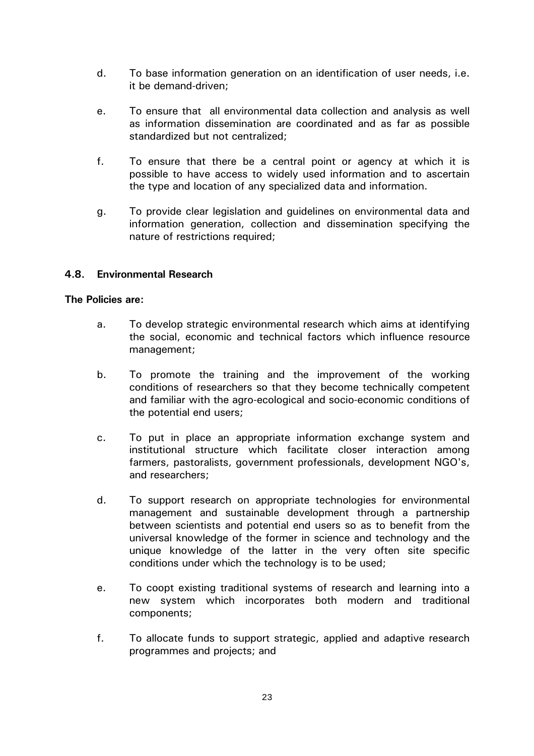d. To base information generation on an identification of user needs, i.e. it be demand-driven;

e. To ensure that all environmental data collection and analysis as well as information dissemination are coordinated and as far as possible standardized but not centralized;

f. To ensure that there be a central point or agency at which it is possible to have access to widely used information and to ascertain the type and location of any specialized data and information.

g. To provide clear legislation and guidelines on environmental data and information generation, collection and dissemination specifying the nature of restrictions required;

### 4.8. Environmental Research

**The Policies are:**

a. To develop strategic environmental research which aims at identifying the social, economic and technical factors which influence resource management;

b. To promote the training and the improvement of the working conditions of researchers so that they become technically competent and familiar with the agro-ecological and socio-economic conditions of the potential end users;

c. To put in place an appropriate information exchange system and institutional structure which facilitate closer interaction among farmers, pastoralists, government professionals, development NGO's, and researchers;

d. To support research on appropriate technologies for environmental management and sustainable development through a partnership between scientists and potential end users so as to benefit from the universal knowledge of the former in science and technology and the unique knowledge of the latter in the very often site specific conditions under which the technology is to be used;

e. To coopt existing traditional systems of research and learning into a new system which incorporates both modern and traditional components;

f. To allocate funds to support strategic, applied and adaptive research programmes and projects; and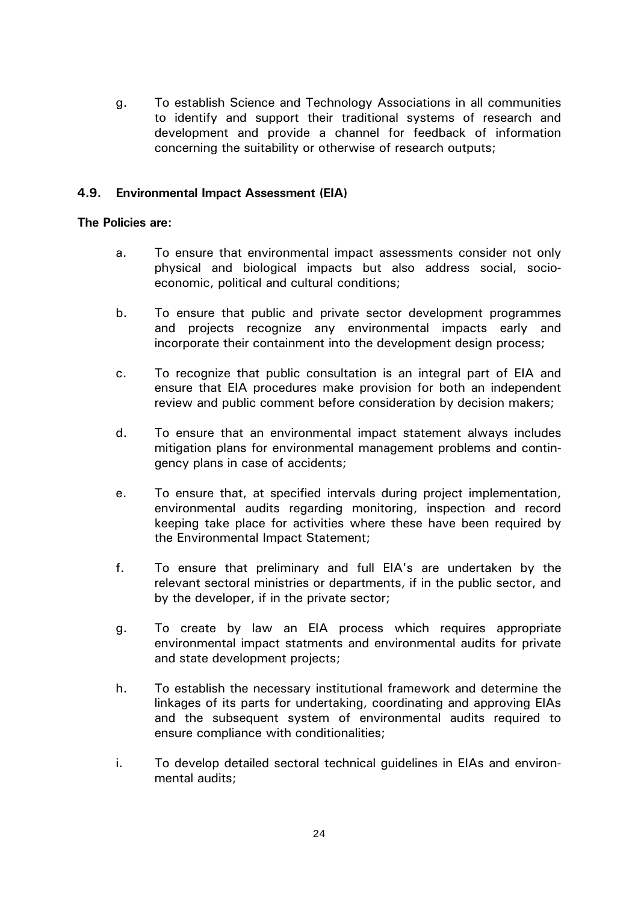g. To establish Science and Technology Associations in all communities to identify and support their traditional systems of research and development and provide a channel for feedback of information concerning the suitability or otherwise of research outputs;

### 4.9. Environmental Impact Assessment (EIA)

**The Policies are:**

a. To ensure that environmental impact assessments consider not only physical and biological impacts but also address social, socio-economic, political and cultural conditions;

b. To ensure that public and private sector development programmes and projects recognize any environmental impacts early and incorporate their containment into the development design process;

c. To recognize that public consultation is an integral part of EIA and ensure that EIA procedures make provision for both an independent review and public comment before consideration by decision makers;

d. To ensure that an environmental impact statement always includes mitigation plans for environmental management problems and contingency plans in case of accidents;

e. To ensure that, at specified intervals during project implementation, environmental audits regarding monitoring, inspection and record keeping take place for activities where these have been required by the Environmental Impact Statement;

f. To ensure that preliminary and full EIA's are undertaken by the relevant sectoral ministries or departments, if in the public sector, and by the developer, if in the private sector;

g. To create by law an EIA process which requires appropriate environmental impact statments and environmental audits for private and state development projects;

h. To establish the necessary institutional framework and determine the linkages of its parts for undertaking, coordinating and approving EIAs and the subsequent system of environmental audits required to ensure compliance with conditionalities;

i. To develop detailed sectoral technical guidelines in EIAs and environmental audits;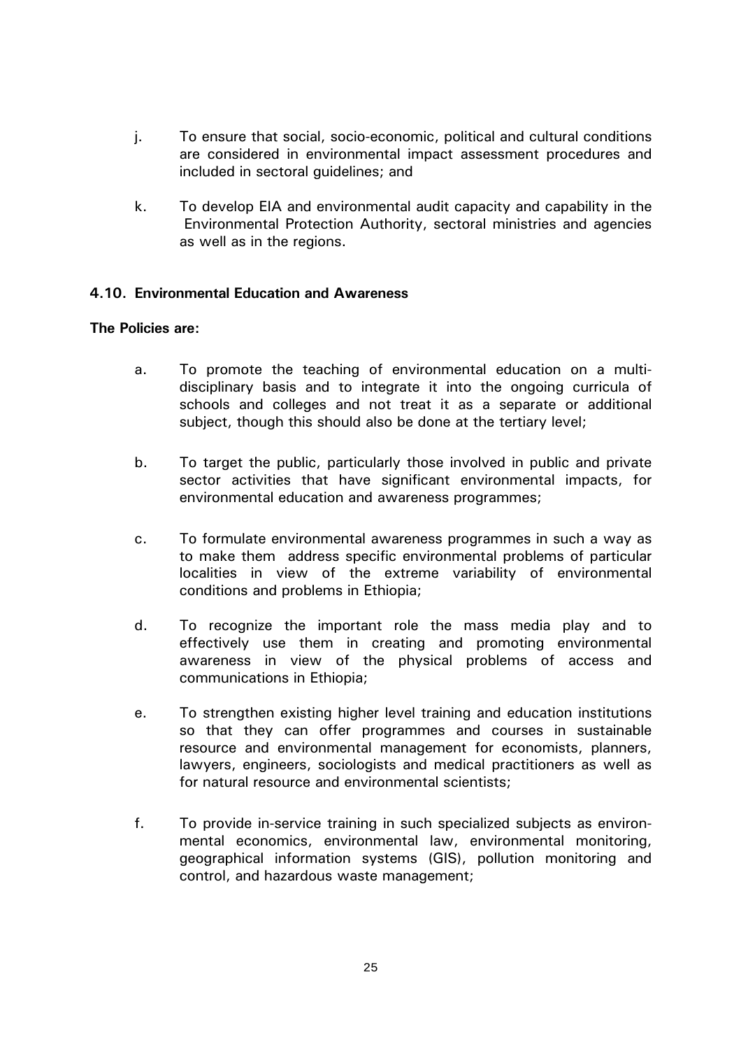j. To ensure that social, socio-economic, political and cultural conditions are considered in environmental impact assessment procedures and included in sectoral guidelines; and

k. To develop EIA and environmental audit capacity and capability in the Environmental Protection Authority, sectoral ministries and agencies as well as in the regions.

### 4.10. Environmental Education and Awareness

**The Policies are:**

a. To promote the teaching of environmental education on a multi-disciplinary basis and to integrate it into the ongoing curricula of schools and colleges and not treat it as a separate or additional subject, though this should also be done at the tertiary level;

b. To target the public, particularly those involved in public and private sector activities that have significant environmental impacts, for environmental education and awareness programmes;

c. To formulate environmental awareness programmes in such a way as to make them address specific environmental problems of particular localities in view of the extreme variability of environmental conditions and problems in Ethiopia;

d. To recognize the important role the mass media play and to effectively use them in creating and promoting environmental awareness in view of the physical problems of access and communications in Ethiopia;

e. To strengthen existing higher level training and education institutions so that they can offer programmes and courses in sustainable resource and environmental management for economists, planners, lawyers, engineers, sociologists and medical practitioners as well as for natural resource and environmental scientists;

f. To provide in-service training in such specialized subjects as environmental economics, environmental law, environmental monitoring, geographical information systems (GIS), pollution monitoring and control, and hazardous waste management;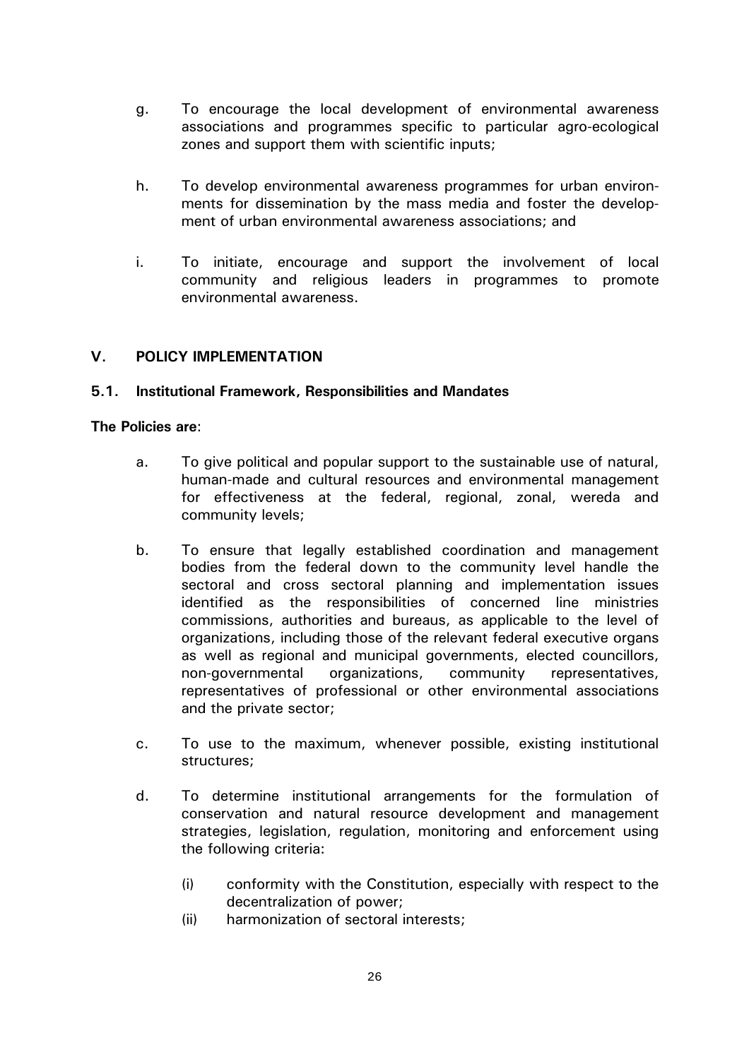g. To encourage the local development of environmental awareness associations and programmes specific to particular agro-ecological zones and support them with scientific inputs;

h. To develop environmental awareness programmes for urban environments for dissemination by the mass media and foster the development of urban environmental awareness associations; and

i. To initiate, encourage and support the involvement of local community and religious leaders in programmes to promote environmental awareness.

## V. POLICY IMPLEMENTATION

### 5.1. Institutional Framework, Responsibilities and Mandates

**The Policies are**:

a. To give political and popular support to the sustainable use of natural, human-made and cultural resources and environmental management for effectiveness at the federal, regional, zonal, wereda and community levels;

b. To ensure that legally established coordination and management bodies from the federal down to the community level handle the sectoral and cross sectoral planning and implementation issues identified as the responsibilities of concerned line ministries commissions, authorities and bureaus, as applicable to the level of organizations, including those of the relevant federal executive organs as well as regional and municipal governments, elected councillors, non-governmental organizations, community representatives, representatives of professional or other environmental associations and the private sector;

c. To use to the maximum, whenever possible, existing institutional structures;

d. To determine institutional arrangements for the formulation of conservation and natural resource development and management strategies, legislation, regulation, monitoring and enforcement using the following criteria:

   (i) conformity with the Constitution, especially with respect to the decentralization of power;
   (ii) harmonization of sectoral interests;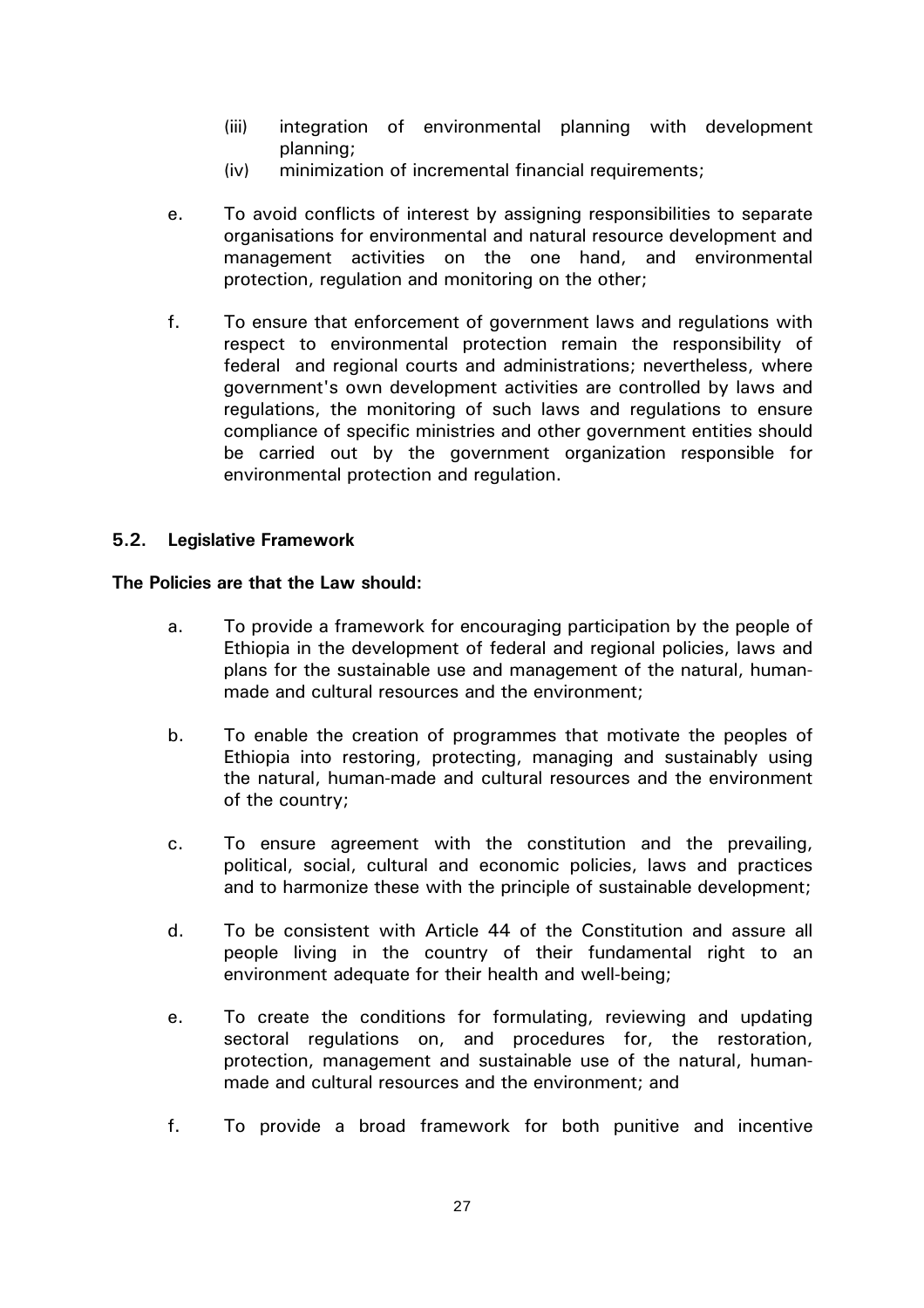(iii) integration of environmental planning with development planning;
   (iv) minimization of incremental financial requirements;

e. To avoid conflicts of interest by assigning responsibilities to separate organisations for environmental and natural resource development and management activities on the one hand, and environmental protection, regulation and monitoring on the other;

f. To ensure that enforcement of government laws and regulations with respect to environmental protection remain the responsibility of federal and regional courts and administrations; nevertheless, where government's own development activities are controlled by laws and regulations, the monitoring of such laws and regulations to ensure compliance of specific ministries and other government entities should be carried out by the government organization responsible for environmental protection and regulation.

## 5.2. Legislative Framework

**The Policies are that the Law should:**

a. To provide a framework for encouraging participation by the people of Ethiopia in the development of federal and regional policies, laws and plans for the sustainable use and management of the natural, human-made and cultural resources and the environment;

b. To enable the creation of programmes that motivate the peoples of Ethiopia into restoring, protecting, managing and sustainably using the natural, human-made and cultural resources and the environment of the country;

c. To ensure agreement with the constitution and the prevailing, political, social, cultural and economic policies, laws and practices and to harmonize these with the principle of sustainable development;

d. To be consistent with Article 44 of the Constitution and assure all people living in the country of their fundamental right to an environment adequate for their health and well-being;

e. To create the conditions for formulating, reviewing and updating sectoral regulations on, and procedures for, the restoration, protection, management and sustainable use of the natural, human-made and cultural resources and the environment; and

f. To provide a broad framework for both punitive and incentive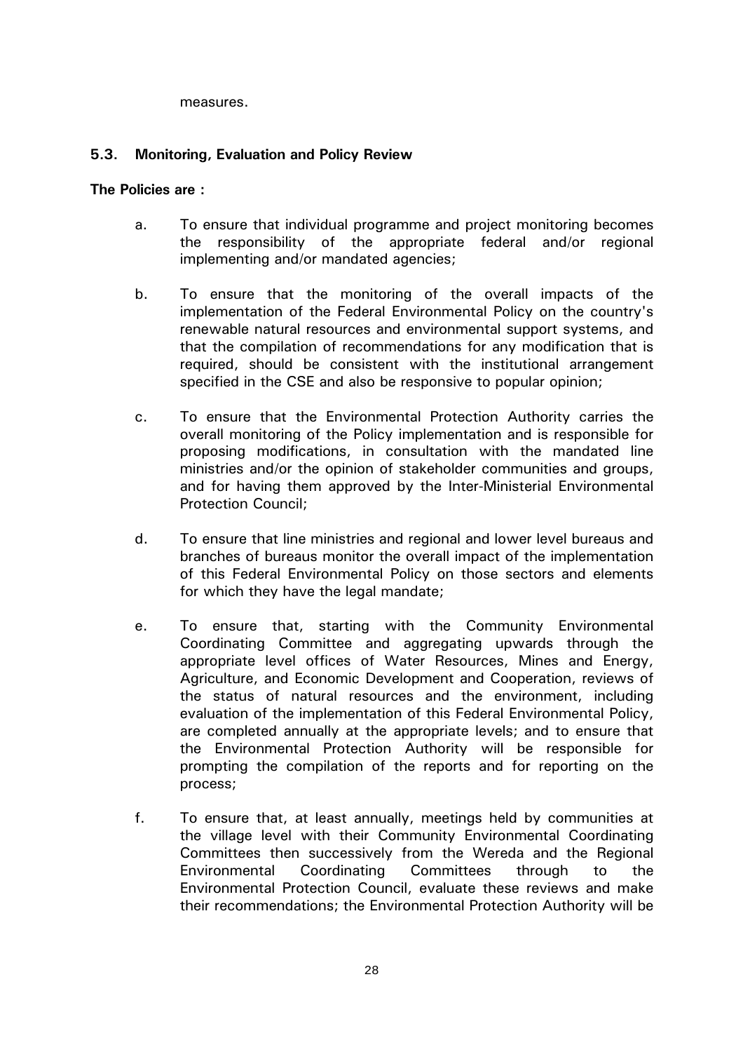measures.

### 5.3. Monitoring, Evaluation and Policy Review

**The Policies are :**

a. To ensure that individual programme and project monitoring becomes the responsibility of the appropriate federal and/or regional implementing and/or mandated agencies;

b. To ensure that the monitoring of the overall impacts of the implementation of the Federal Environmental Policy on the country's renewable natural resources and environmental support systems, and that the compilation of recommendations for any modification that is required, should be consistent with the institutional arrangement specified in the CSE and also be responsive to popular opinion;

c. To ensure that the Environmental Protection Authority carries the overall monitoring of the Policy implementation and is responsible for proposing modifications, in consultation with the mandated line ministries and/or the opinion of stakeholder communities and groups, and for having them approved by the Inter-Ministerial Environmental Protection Council;

d. To ensure that line ministries and regional and lower level bureaus and branches of bureaus monitor the overall impact of the implementation of this Federal Environmental Policy on those sectors and elements for which they have the legal mandate;

e. To ensure that, starting with the Community Environmental Coordinating Committee and aggregating upwards through the appropriate level offices of Water Resources, Mines and Energy, Agriculture, and Economic Development and Cooperation, reviews of the status of natural resources and the environment, including evaluation of the implementation of this Federal Environmental Policy, are completed annually at the appropriate levels; and to ensure that the Environmental Protection Authority will be responsible for prompting the compilation of the reports and for reporting on the process;

f. To ensure that, at least annually, meetings held by communities at the village level with their Community Environmental Coordinating Committees then successively from the Wereda and the Regional Environmental Coordinating Committees through to the Environmental Protection Council, evaluate these reviews and make their recommendations; the Environmental Protection Authority will be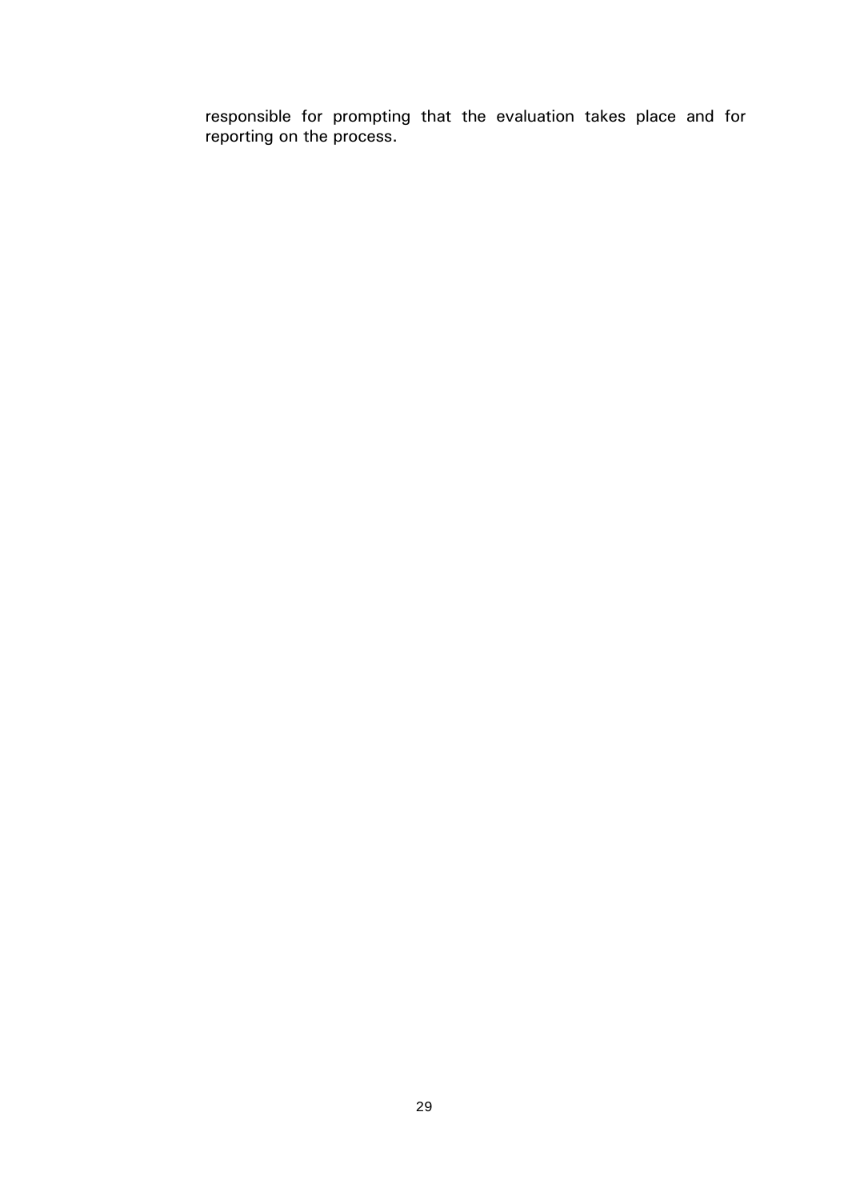responsible for prompting that the evaluation takes place and for reporting on the process.